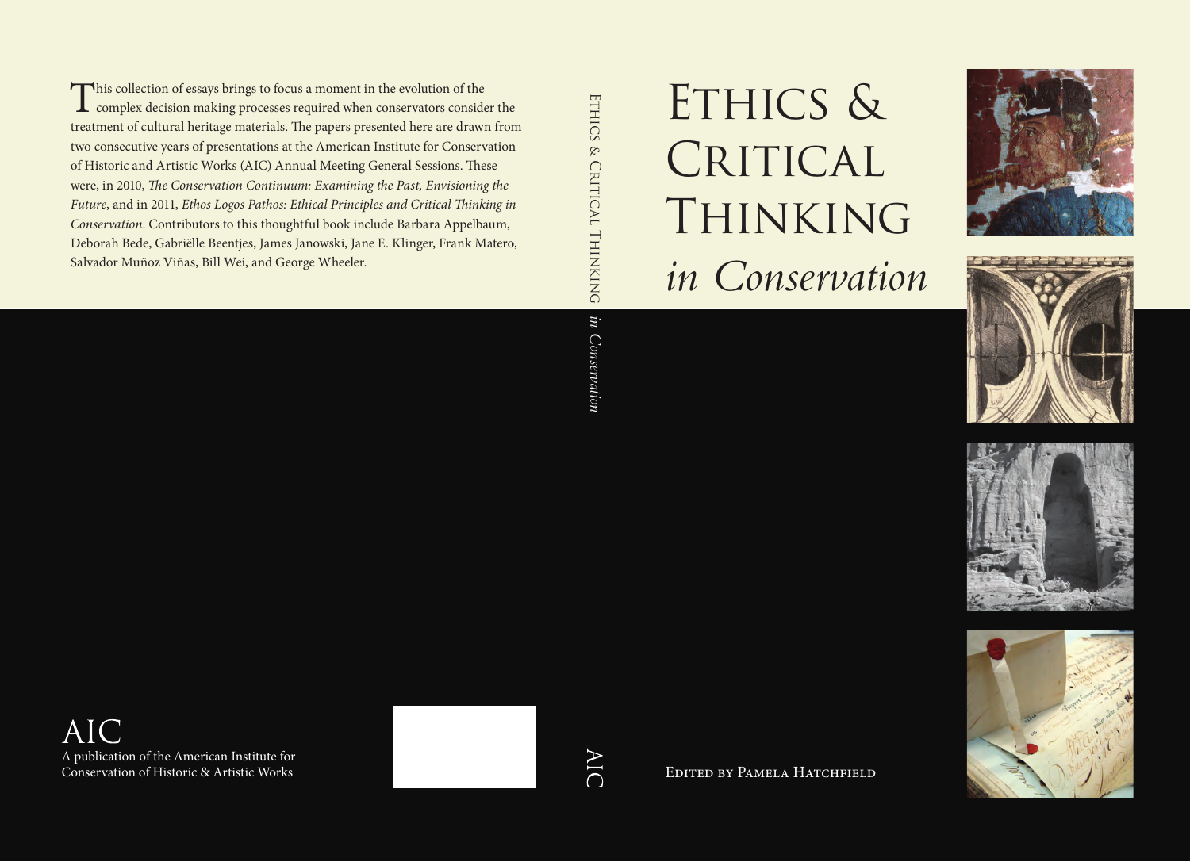# Ethics & Critical Thinking *in Conservation*

Edited by Pamela Hatchfield

This collection of essays brings to focus a moment in the evolution of the complex decision making processes required when conservators consider the treatment of cultural heritage materials. The papers presented here are drawn from two consecutive years of presentations at the American Institute for Conservation of Historic and Artistic Works (AIC) Annual Meeting General Sessions. These were, in 2010, *The Conservation Continuum: Examining the Past, Envisioning the Future*, and in 2011, *Ethos Logos Pathos: Ethical Principles and Critical Thinking in Conservation*. Contributors to this thoughtful book include Barbara Appelbaum, Deborah Bede, Gabriëlle Beentjes, James Janowski, Jane E. Klinger, Frank Matero, Salvador Muñoz Viñas, Bill Wei, and George Wheeler.

Ethics & Critical Thinking *in Conservation*

AIC

AIC

A publication of the American Institute for Conservation of Historic & Artistic Works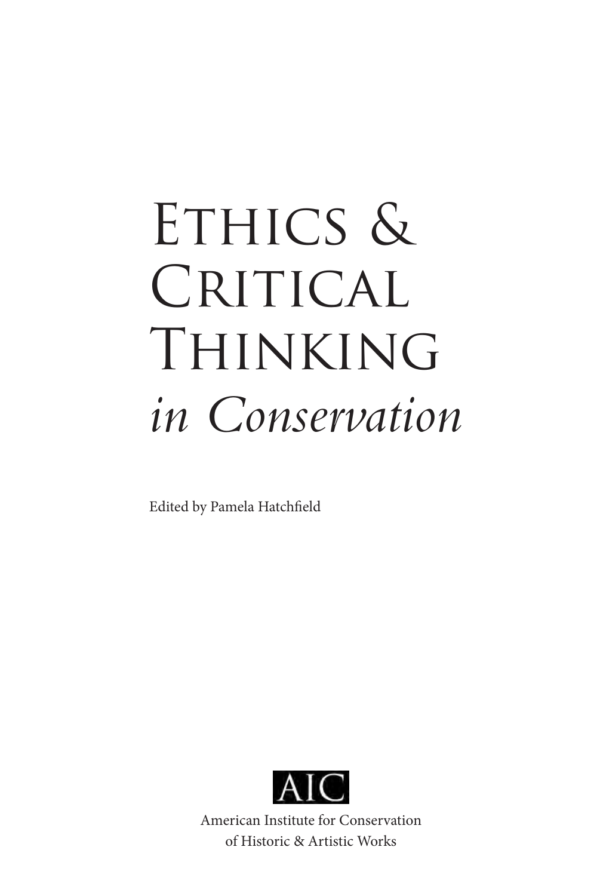# Ethics & Critical Thinking *in Conservation*

Edited by Pamela Hatchfield

AIC

American Institute for Conservation of Historic & Artistic Works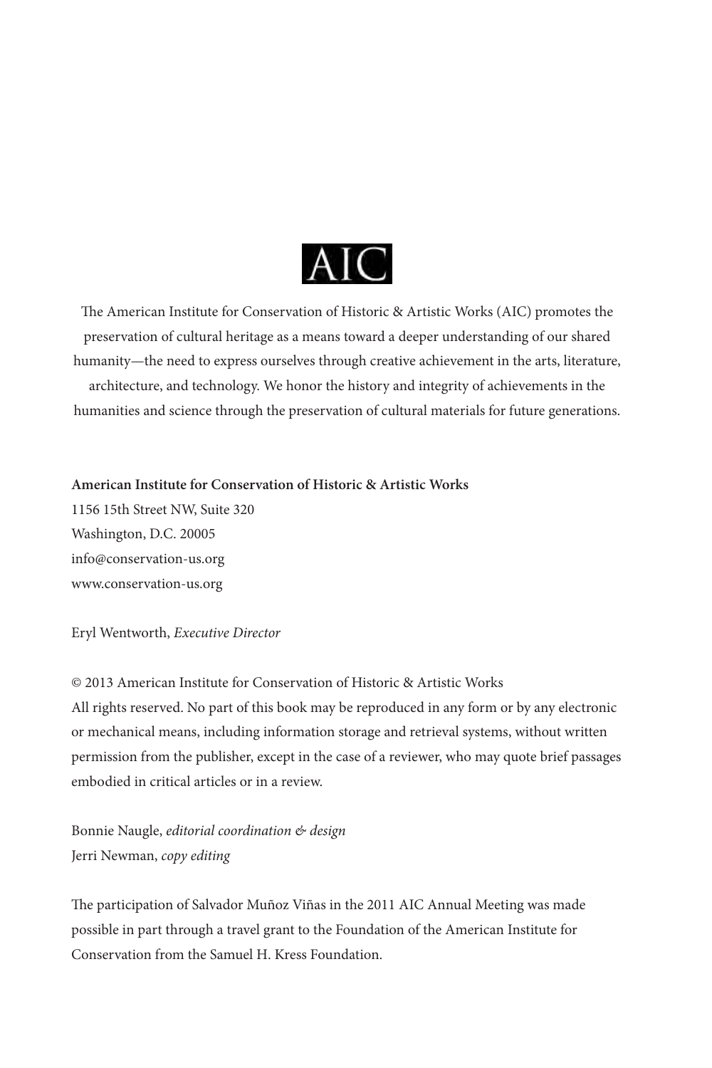AIC

The American Institute for Conservation of Historic & Artistic Works (AIC) promotes the preservation of cultural heritage as a means toward a deeper understanding of our shared humanity—the need to express ourselves through creative achievement in the arts, literature, architecture, and technology. We honor the history and integrity of achievements in the humanities and science through the preservation of cultural materials for future generations.

**American Institute for Conservation of Historic & Artistic Works**
1156 15th Street NW, Suite 320
Washington, D.C. 20005
info@conservation-us.org
www.conservation-us.org

Eryl Wentworth, *Executive Director*

© 2013 American Institute for Conservation of Historic & Artistic Works
All rights reserved. No part of this book may be reproduced in any form or by any electronic or mechanical means, including information storage and retrieval systems, without written permission from the publisher, except in the case of a reviewer, who may quote brief passages embodied in critical articles or in a review.

Bonnie Naugle, *editorial coordination & design*
Jerri Newman, *copy editing*

The participation of Salvador Muñoz Viñas in the 2011 AIC Annual Meeting was made possible in part through a travel grant to the Foundation of the American Institute for Conservation from the Samuel H. Kress Foundation.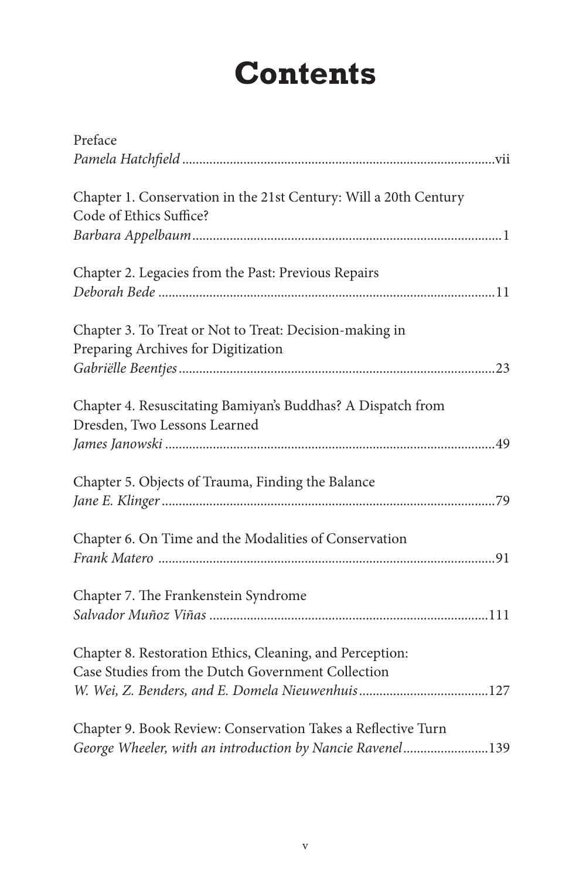# Contents

Preface
*Pamela Hatchfield* ........................................................................................vii

Chapter 1. Conservation in the 21st Century: Will a 20th Century Code of Ethics Suffice?
*Barbara Appelbaum* ........................................................................................1

Chapter 2. Legacies from the Past: Previous Repairs
*Deborah Bede* ........................................................................................11

Chapter 3. To Treat or Not to Treat: Decision-making in Preparing Archives for Digitization
*Gabriëlle Beentjes* ........................................................................................23

Chapter 4. Resuscitating Bamiyan's Buddhas? A Dispatch from Dresden, Two Lessons Learned
*James Janowski* ........................................................................................49

Chapter 5. Objects of Trauma, Finding the Balance
*Jane E. Klinger* ........................................................................................79

Chapter 6. On Time and the Modalities of Conservation
*Frank Matero* ........................................................................................91

Chapter 7. The Frankenstein Syndrome
*Salvador Muñoz Viñas* ........................................................................................111

Chapter 8. Restoration Ethics, Cleaning, and Perception: Case Studies from the Dutch Government Collection
*W. Wei, Z. Benders, and E. Domela Nieuwenhuis* ........................................127

Chapter 9. Book Review: Conservation Takes a Reflective Turn
*George Wheeler, with an introduction by Nancie Ravenel* ........................139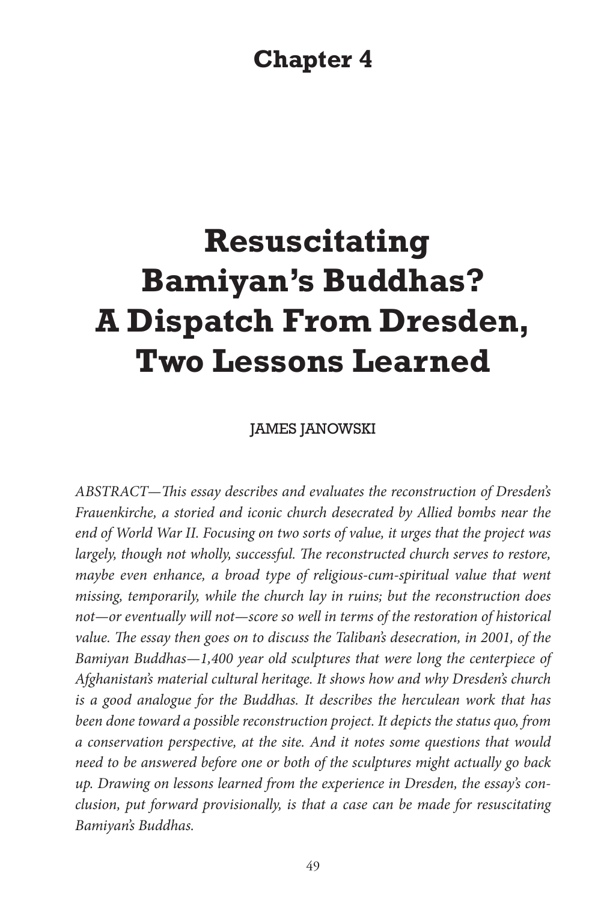## Chapter 4

# Resuscitating Bamiyan's Buddhas? A Dispatch From Dresden, Two Lessons Learned

JAMES JANOWSKI

*ABSTRACT—This essay describes and evaluates the reconstruction of Dresden's Frauenkirche, a storied and iconic church desecrated by Allied bombs near the end of World War II. Focusing on two sorts of value, it urges that the project was largely, though not wholly, successful. The reconstructed church serves to restore, maybe even enhance, a broad type of religious-cum-spiritual value that went missing, temporarily, while the church lay in ruins; but the reconstruction does not—or eventually will not—score so well in terms of the restoration of historical value. The essay then goes on to discuss the Taliban's desecration, in 2001, of the Bamiyan Buddhas—1,400 year old sculptures that were long the centerpiece of Afghanistan's material cultural heritage. It shows how and why Dresden's church is a good analogue for the Buddhas. It describes the herculean work that has been done toward a possible reconstruction project. It depicts the status quo, from a conservation perspective, at the site. And it notes some questions that would need to be answered before one or both of the sculptures might actually go back up. Drawing on lessons learned from the experience in Dresden, the essay's conclusion, put forward provisionally, is that a case can be made for resuscitating Bamiyan's Buddhas.*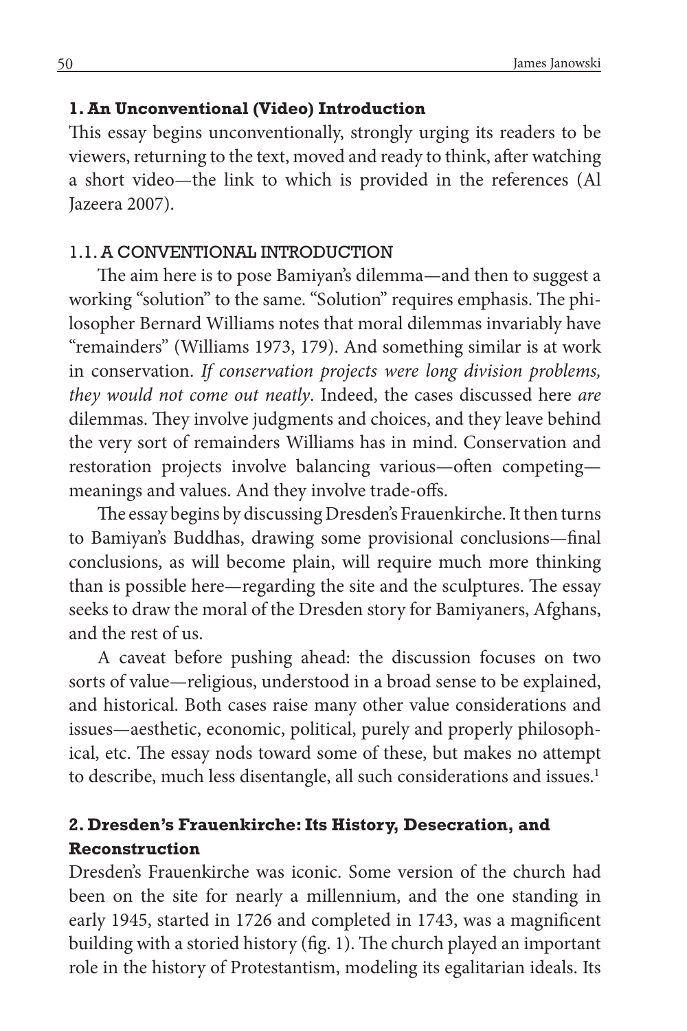## 1. An Unconventional (Video) Introduction

This essay begins unconventionally, strongly urging its readers to be viewers, returning to the text, moved and ready to think, after watching a short video—the link to which is provided in the references (Al Jazeera 2007).

### 1.1. A CONVENTIONAL INTRODUCTION

The aim here is to pose Bamiyan's dilemma—and then to suggest a working "solution" to the same. "Solution" requires emphasis. The philosopher Bernard Williams notes that moral dilemmas invariably have "remainders" (Williams 1973, 179). And something similar is at work in conservation. *If conservation projects were long division problems, they would not come out neatly*. Indeed, the cases discussed here *are* dilemmas. They involve judgments and choices, and they leave behind the very sort of remainders Williams has in mind. Conservation and restoration projects involve balancing various—often competing—meanings and values. And they involve trade-offs.

The essay begins by discussing Dresden's Frauenkirche. It then turns to Bamiyan's Buddhas, drawing some provisional conclusions—final conclusions, as will become plain, will require much more thinking than is possible here—regarding the site and the sculptures. The essay seeks to draw the moral of the Dresden story for Bamiyaners, Afghans, and the rest of us.

A caveat before pushing ahead: the discussion focuses on two sorts of value—religious, understood in a broad sense to be explained, and historical. Both cases raise many other value considerations and issues—aesthetic, economic, political, purely and properly philosophical, etc. The essay nods toward some of these, but makes no attempt to describe, much less disentangle, all such considerations and issues.[1]

## 2. Dresden's Frauenkirche: Its History, Desecration, and Reconstruction

Dresden's Frauenkirche was iconic. Some version of the church had been on the site for nearly a millennium, and the one standing in early 1945, started in 1726 and completed in 1743, was a magnificent building with a storied history (fig. 1). The church played an important role in the history of Protestantism, modeling its egalitarian ideals. Its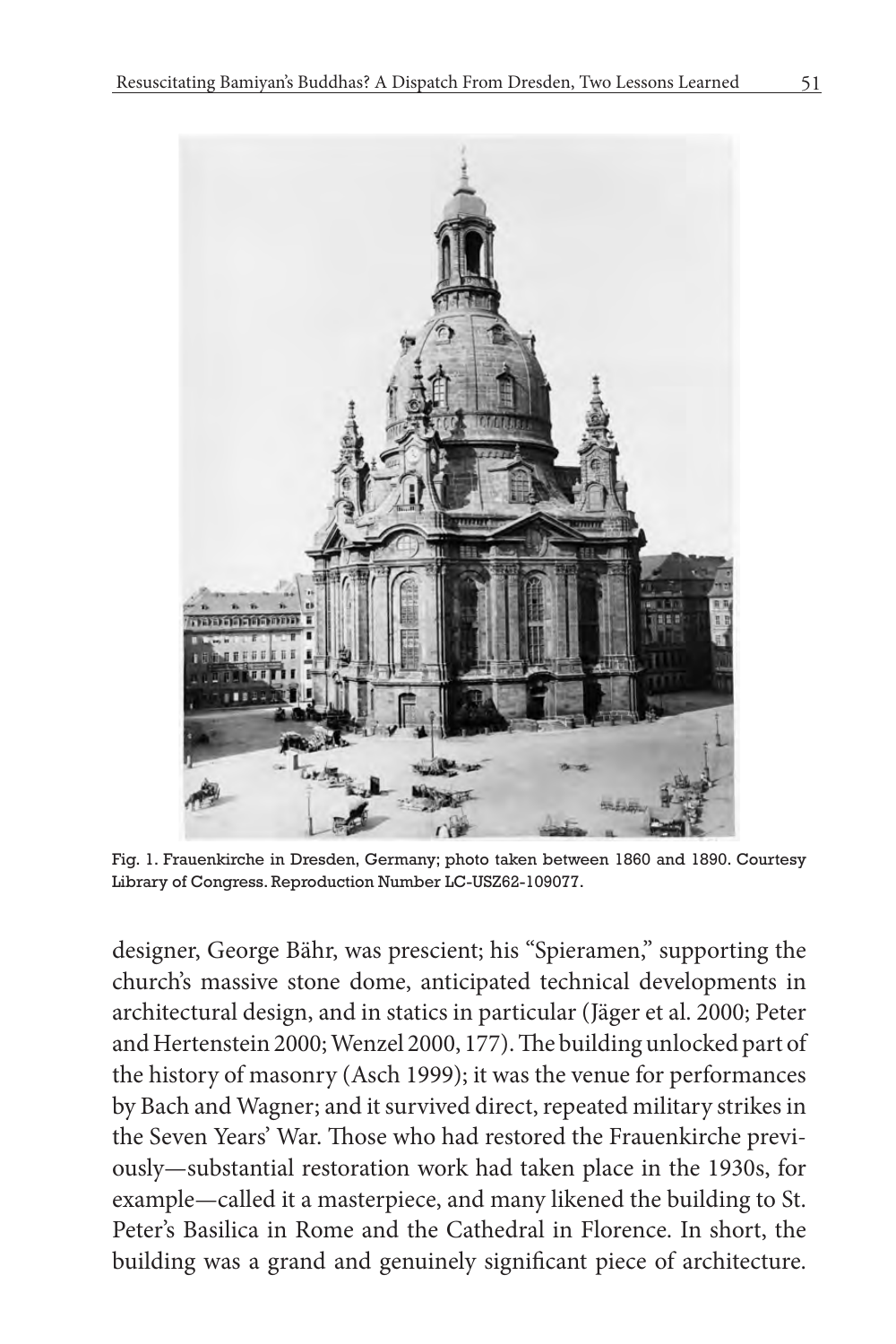Fig. 1. Frauenkirche in Dresden, Germany; photo taken between 1860 and 1890. Courtesy Library of Congress. Reproduction Number LC-USZ62-109077.

designer, George Bähr, was prescient; his "Spieramen," supporting the church's massive stone dome, anticipated technical developments in architectural design, and in statics in particular (Jäger et al. 2000; Peter and Hertenstein 2000; Wenzel 2000, 177). The building unlocked part of the history of masonry (Asch 1999); it was the venue for performances by Bach and Wagner; and it survived direct, repeated military strikes in the Seven Years' War. Those who had restored the Frauenkirche previously—substantial restoration work had taken place in the 1930s, for example—called it a masterpiece, and many likened the building to St. Peter's Basilica in Rome and the Cathedral in Florence. In short, the building was a grand and genuinely significant piece of architecture.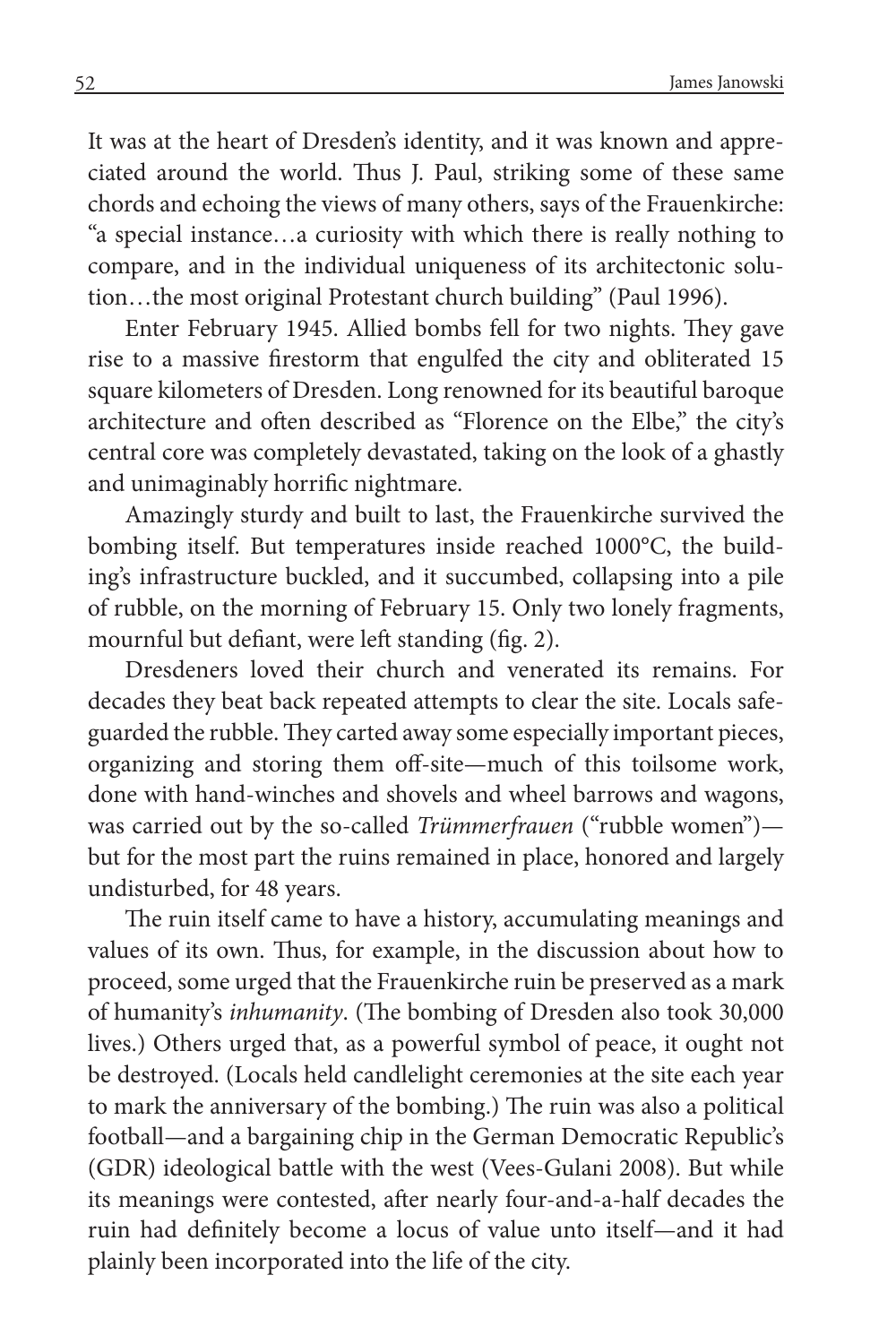It was at the heart of Dresden's identity, and it was known and appreciated around the world. Thus J. Paul, striking some of these same chords and echoing the views of many others, says of the Frauenkirche: "a special instance…a curiosity with which there is really nothing to compare, and in the individual uniqueness of its architectonic solution…the most original Protestant church building" (Paul 1996).

Enter February 1945. Allied bombs fell for two nights. They gave rise to a massive firestorm that engulfed the city and obliterated 15 square kilometers of Dresden. Long renowned for its beautiful baroque architecture and often described as "Florence on the Elbe," the city's central core was completely devastated, taking on the look of a ghastly and unimaginably horrific nightmare.

Amazingly sturdy and built to last, the Frauenkirche survived the bombing itself. But temperatures inside reached 1000°C, the building's infrastructure buckled, and it succumbed, collapsing into a pile of rubble, on the morning of February 15. Only two lonely fragments, mournful but defiant, were left standing (fig. 2).

Dresdeners loved their church and venerated its remains. For decades they beat back repeated attempts to clear the site. Locals safeguarded the rubble. They carted away some especially important pieces, organizing and storing them off-site—much of this toilsome work, done with hand-winches and shovels and wheel barrows and wagons, was carried out by the so-called *Trümmerfrauen* ("rubble women")—but for the most part the ruins remained in place, honored and largely undisturbed, for 48 years.

The ruin itself came to have a history, accumulating meanings and values of its own. Thus, for example, in the discussion about how to proceed, some urged that the Frauenkirche ruin be preserved as a mark of humanity's *inhumanity*. (The bombing of Dresden also took 30,000 lives.) Others urged that, as a powerful symbol of peace, it ought not be destroyed. (Locals held candlelight ceremonies at the site each year to mark the anniversary of the bombing.) The ruin was also a political football—and a bargaining chip in the German Democratic Republic's (GDR) ideological battle with the west (Vees-Gulani 2008). But while its meanings were contested, after nearly four-and-a-half decades the ruin had definitely become a locus of value unto itself—and it had plainly been incorporated into the life of the city.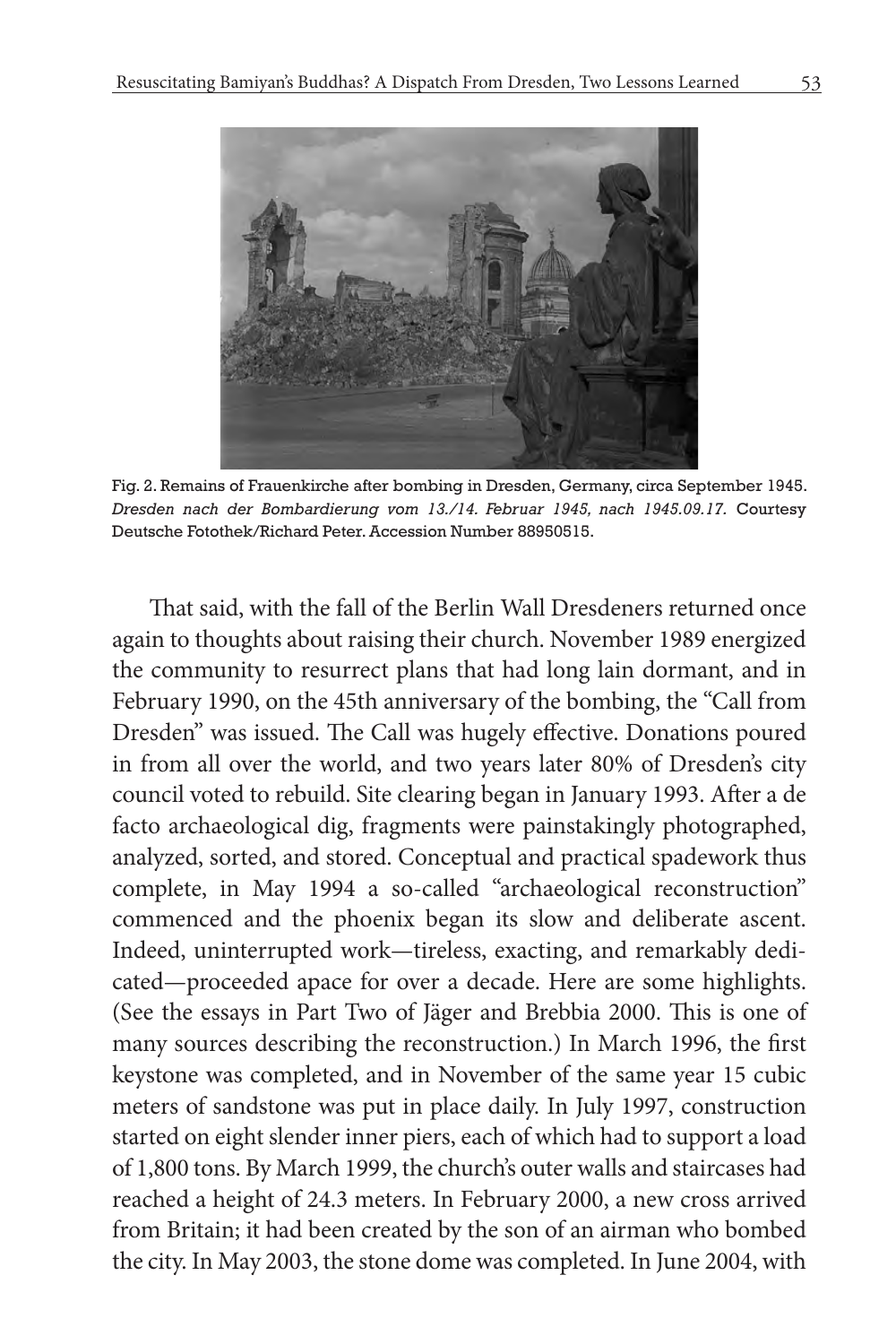Fig. 2. Remains of Frauenkirche after bombing in Dresden, Germany, circa September 1945. *Dresden nach der Bombardierung vom 13./14. Februar 1945, nach 1945.09.17.* Courtesy Deutsche Fotothek/Richard Peter. Accession Number 88950515.

That said, with the fall of the Berlin Wall Dresdeners returned once again to thoughts about raising their church. November 1989 energized the community to resurrect plans that had long lain dormant, and in February 1990, on the 45th anniversary of the bombing, the "Call from Dresden" was issued. The Call was hugely effective. Donations poured in from all over the world, and two years later 80% of Dresden's city council voted to rebuild. Site clearing began in January 1993. After a de facto archaeological dig, fragments were painstakingly photographed, analyzed, sorted, and stored. Conceptual and practical spadework thus complete, in May 1994 a so-called "archaeological reconstruction" commenced and the phoenix began its slow and deliberate ascent. Indeed, uninterrupted work—tireless, exacting, and remarkably dedicated—proceeded apace for over a decade. Here are some highlights. (See the essays in Part Two of Jäger and Brebbia 2000. This is one of many sources describing the reconstruction.) In March 1996, the first keystone was completed, and in November of the same year 15 cubic meters of sandstone was put in place daily. In July 1997, construction started on eight slender inner piers, each of which had to support a load of 1,800 tons. By March 1999, the church's outer walls and staircases had reached a height of 24.3 meters. In February 2000, a new cross arrived from Britain; it had been created by the son of an airman who bombed the city. In May 2003, the stone dome was completed. In June 2004, with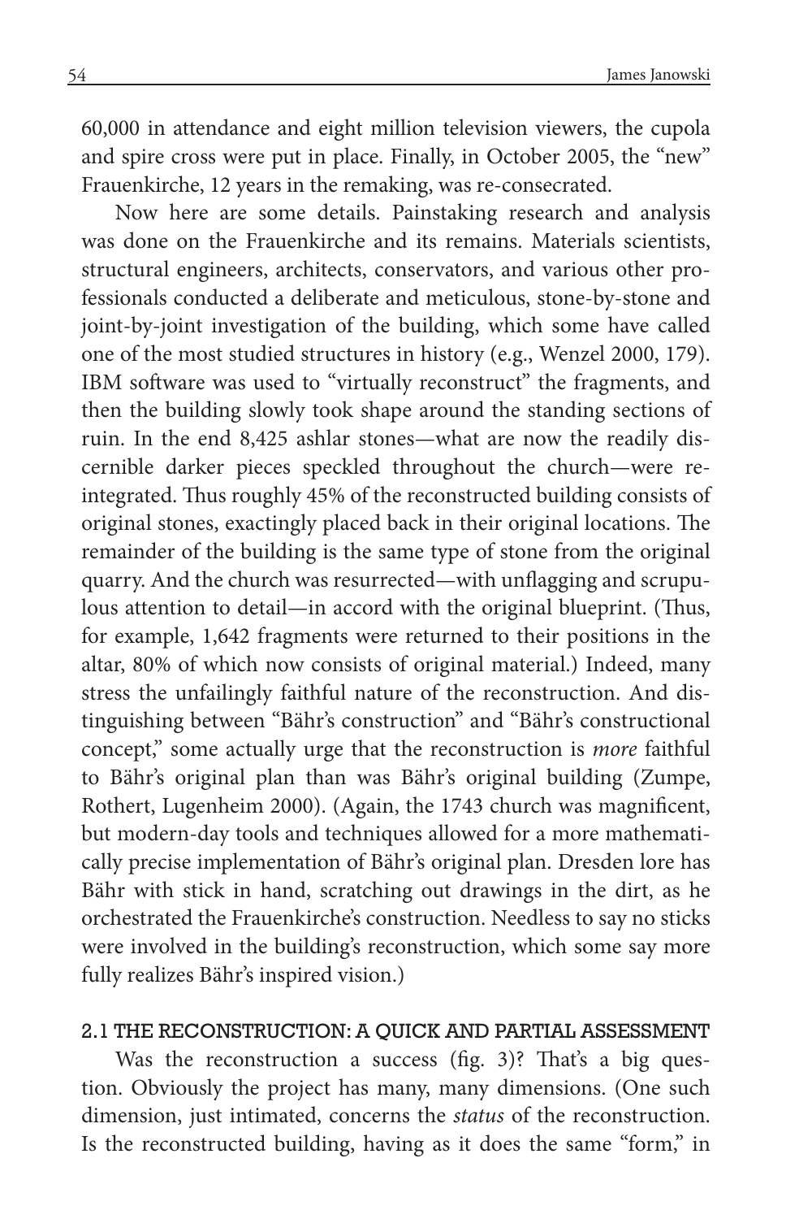60,000 in attendance and eight million television viewers, the cupola and spire cross were put in place. Finally, in October 2005, the "new" Frauenkirche, 12 years in the remaking, was re-consecrated.

Now here are some details. Painstaking research and analysis was done on the Frauenkirche and its remains. Materials scientists, structural engineers, architects, conservators, and various other professionals conducted a deliberate and meticulous, stone-by-stone and joint-by-joint investigation of the building, which some have called one of the most studied structures in history (e.g., Wenzel 2000, 179). IBM software was used to "virtually reconstruct" the fragments, and then the building slowly took shape around the standing sections of ruin. In the end 8,425 ashlar stones—what are now the readily discernible darker pieces speckled throughout the church—were reintegrated. Thus roughly 45% of the reconstructed building consists of original stones, exactingly placed back in their original locations. The remainder of the building is the same type of stone from the original quarry. And the church was resurrected—with unflagging and scrupulous attention to detail—in accord with the original blueprint. (Thus, for example, 1,642 fragments were returned to their positions in the altar, 80% of which now consists of original material.) Indeed, many stress the unfailingly faithful nature of the reconstruction. And distinguishing between "Bähr's construction" and "Bähr's constructional concept," some actually urge that the reconstruction is *more* faithful to Bähr's original plan than was Bähr's original building (Zumpe, Rothert, Lugenheim 2000). (Again, the 1743 church was magnificent, but modern-day tools and techniques allowed for a more mathematically precise implementation of Bähr's original plan. Dresden lore has Bähr with stick in hand, scratching out drawings in the dirt, as he orchestrated the Frauenkirche's construction. Needless to say no sticks were involved in the building's reconstruction, which some say more fully realizes Bähr's inspired vision.)

## 2.1 THE RECONSTRUCTION: A QUICK AND PARTIAL ASSESSMENT

Was the reconstruction a success (fig. 3)? That's a big question. Obviously the project has many, many dimensions. (One such dimension, just intimated, concerns the *status* of the reconstruction. Is the reconstructed building, having as it does the same "form," in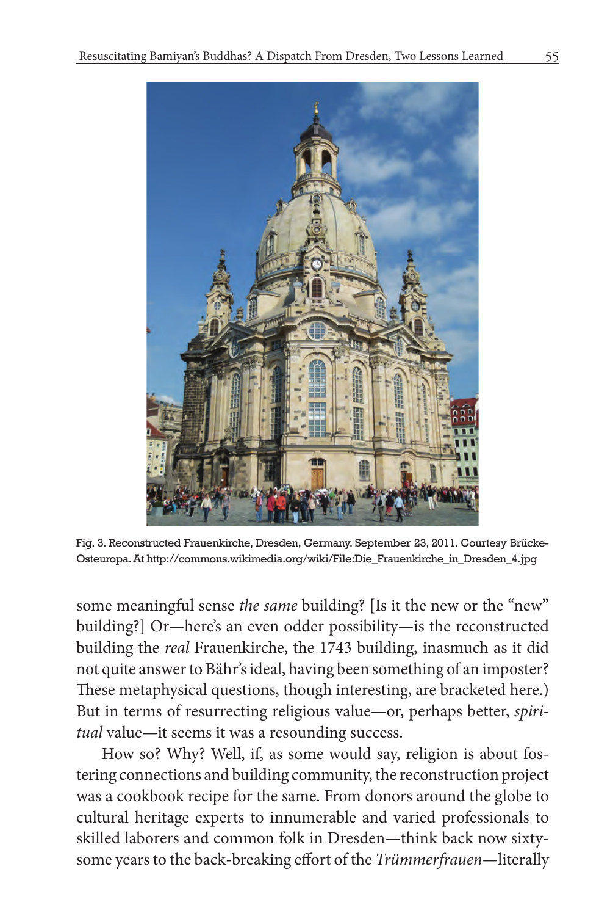Fig. 3. Reconstructed Frauenkirche, Dresden, Germany. September 23, 2011. Courtesy Brücke-Osteuropa. At http://commons.wikimedia.org/wiki/File:Die_Frauenkirche_in_Dresden_4.jpg

some meaningful sense *the same* building? [Is it the new or the "new" building?] Or—here's an even odder possibility—is the reconstructed building the *real* Frauenkirche, the 1743 building, inasmuch as it did not quite answer to Bähr's ideal, having been something of an imposter? These metaphysical questions, though interesting, are bracketed here.) But in terms of resurrecting religious value—or, perhaps better, *spiritual* value—it seems it was a resounding success.

How so? Why? Well, if, as some would say, religion is about fostering connections and building community, the reconstruction project was a cookbook recipe for the same. From donors around the globe to cultural heritage experts to innumerable and varied professionals to skilled laborers and common folk in Dresden—think back now sixty-some years to the back-breaking effort of the *Trümmerfrauen*—literally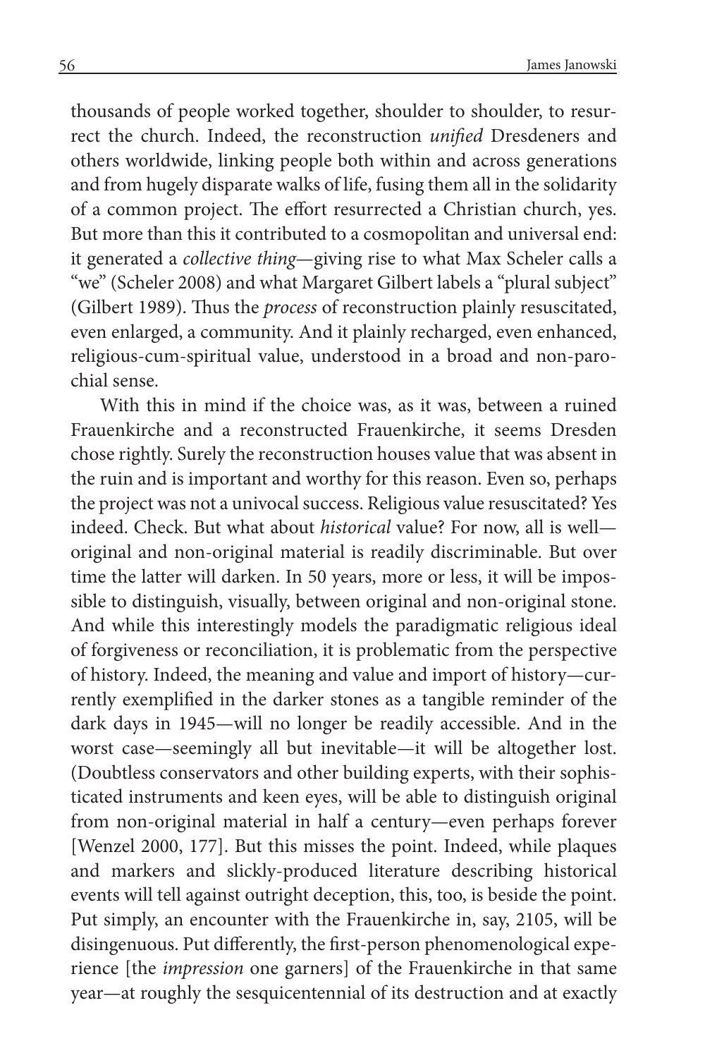thousands of people worked together, shoulder to shoulder, to resurrect the church. Indeed, the reconstruction *unified* Dresdeners and others worldwide, linking people both within and across generations and from hugely disparate walks of life, fusing them all in the solidarity of a common project. The effort resurrected a Christian church, yes. But more than this it contributed to a cosmopolitan and universal end: it generated a *collective thing*—giving rise to what Max Scheler calls a "we" (Scheler 2008) and what Margaret Gilbert labels a "plural subject" (Gilbert 1989). Thus the *process* of reconstruction plainly resuscitated, even enlarged, a community. And it plainly recharged, even enhanced, religious-cum-spiritual value, understood in a broad and non-parochial sense.

With this in mind if the choice was, as it was, between a ruined Frauenkirche and a reconstructed Frauenkirche, it seems Dresden chose rightly. Surely the reconstruction houses value that was absent in the ruin and is important and worthy for this reason. Even so, perhaps the project was not a univocal success. Religious value resuscitated? Yes indeed. Check. But what about *historical* value? For now, all is well—original and non-original material is readily discriminable. But over time the latter will darken. In 50 years, more or less, it will be impossible to distinguish, visually, between original and non-original stone. And while this interestingly models the paradigmatic religious ideal of forgiveness or reconciliation, it is problematic from the perspective of history. Indeed, the meaning and value and import of history—currently exemplified in the darker stones as a tangible reminder of the dark days in 1945—will no longer be readily accessible. And in the worst case—seemingly all but inevitable—it will be altogether lost. (Doubtless conservators and other building experts, with their sophisticated instruments and keen eyes, will be able to distinguish original from non-original material in half a century—even perhaps forever [Wenzel 2000, 177]. But this misses the point. Indeed, while plaques and markers and slickly-produced literature describing historical events will tell against outright deception, this, too, is beside the point. Put simply, an encounter with the Frauenkirche in, say, 2105, will be disingenuous. Put differently, the first-person phenomenological experience [the *impression* one garners] of the Frauenkirche in that same year—at roughly the sesquicentennial of its destruction and at exactly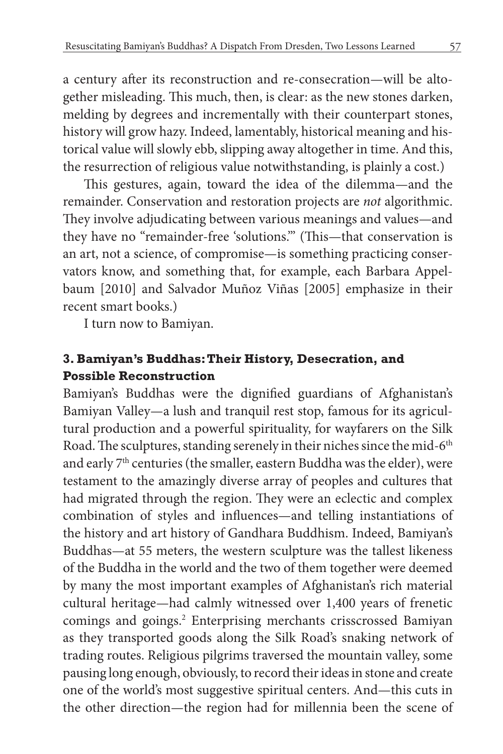a century after its reconstruction and re-consecration—will be altogether misleading. This much, then, is clear: as the new stones darken, melding by degrees and incrementally with their counterpart stones, history will grow hazy. Indeed, lamentably, historical meaning and historical value will slowly ebb, slipping away altogether in time. And this, the resurrection of religious value notwithstanding, is plainly a cost.)

This gestures, again, toward the idea of the dilemma—and the remainder. Conservation and restoration projects are *not* algorithmic. They involve adjudicating between various meanings and values—and they have no "remainder-free 'solutions.'" (This—that conservation is an art, not a science, of compromise—is something practicing conservators know, and something that, for example, each Barbara Appelbaum [2010] and Salvador Muñoz Viñas [2005] emphasize in their recent smart books.)

I turn now to Bamiyan.

### 3. Bamiyan's Buddhas: Their History, Desecration, and Possible Reconstruction

Bamiyan's Buddhas were the dignified guardians of Afghanistan's Bamiyan Valley—a lush and tranquil rest stop, famous for its agricultural production and a powerful spirituality, for wayfarers on the Silk Road. The sculptures, standing serenely in their niches since the mid-6th and early 7th centuries (the smaller, eastern Buddha was the elder), were testament to the amazingly diverse array of peoples and cultures that had migrated through the region. They were an eclectic and complex combination of styles and influences—and telling instantiations of the history and art history of Gandhara Buddhism. Indeed, Bamiyan's Buddhas—at 55 meters, the western sculpture was the tallest likeness of the Buddha in the world and the two of them together were deemed by many the most important examples of Afghanistan's rich material cultural heritage—had calmly witnessed over 1,400 years of frenetic comings and goings.[2] Enterprising merchants crisscrossed Bamiyan as they transported goods along the Silk Road's snaking network of trading routes. Religious pilgrims traversed the mountain valley, some pausing long enough, obviously, to record their ideas in stone and create one of the world's most suggestive spiritual centers. And—this cuts in the other direction—the region had for millennia been the scene of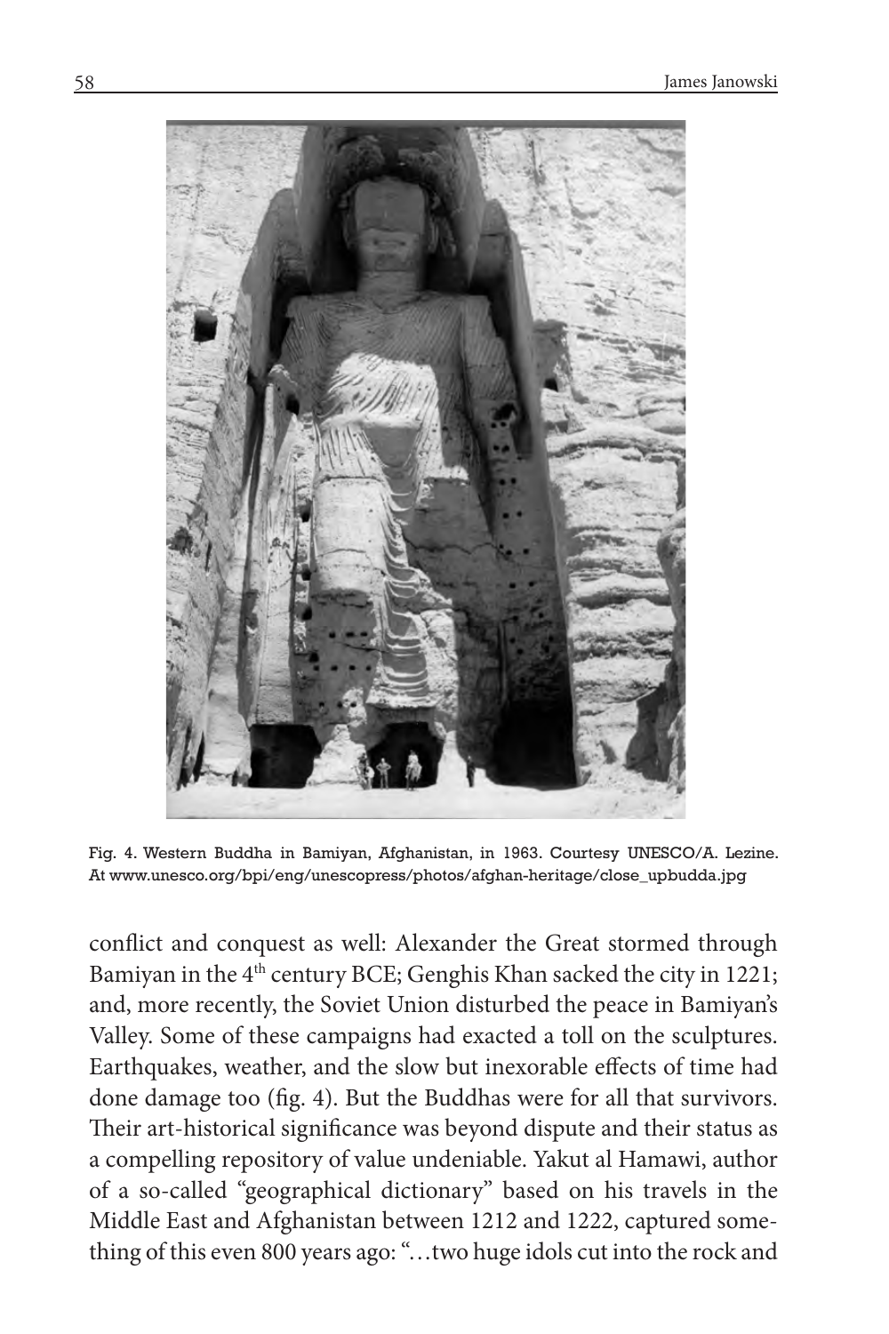Fig. 4. Western Buddha in Bamiyan, Afghanistan, in 1963. Courtesy UNESCO/A. Lezine. At www.unesco.org/bpi/eng/unescopress/photos/afghan-heritage/close_upbudda.jpg

conflict and conquest as well: Alexander the Great stormed through Bamiyan in the 4th century BCE; Genghis Khan sacked the city in 1221; and, more recently, the Soviet Union disturbed the peace in Bamiyan's Valley. Some of these campaigns had exacted a toll on the sculptures. Earthquakes, weather, and the slow but inexorable effects of time had done damage too (fig. 4). But the Buddhas were for all that survivors. Their art-historical significance was beyond dispute and their status as a compelling repository of value undeniable. Yakut al Hamawi, author of a so-called "geographical dictionary" based on his travels in the Middle East and Afghanistan between 1212 and 1222, captured something of this even 800 years ago: "…two huge idols cut into the rock and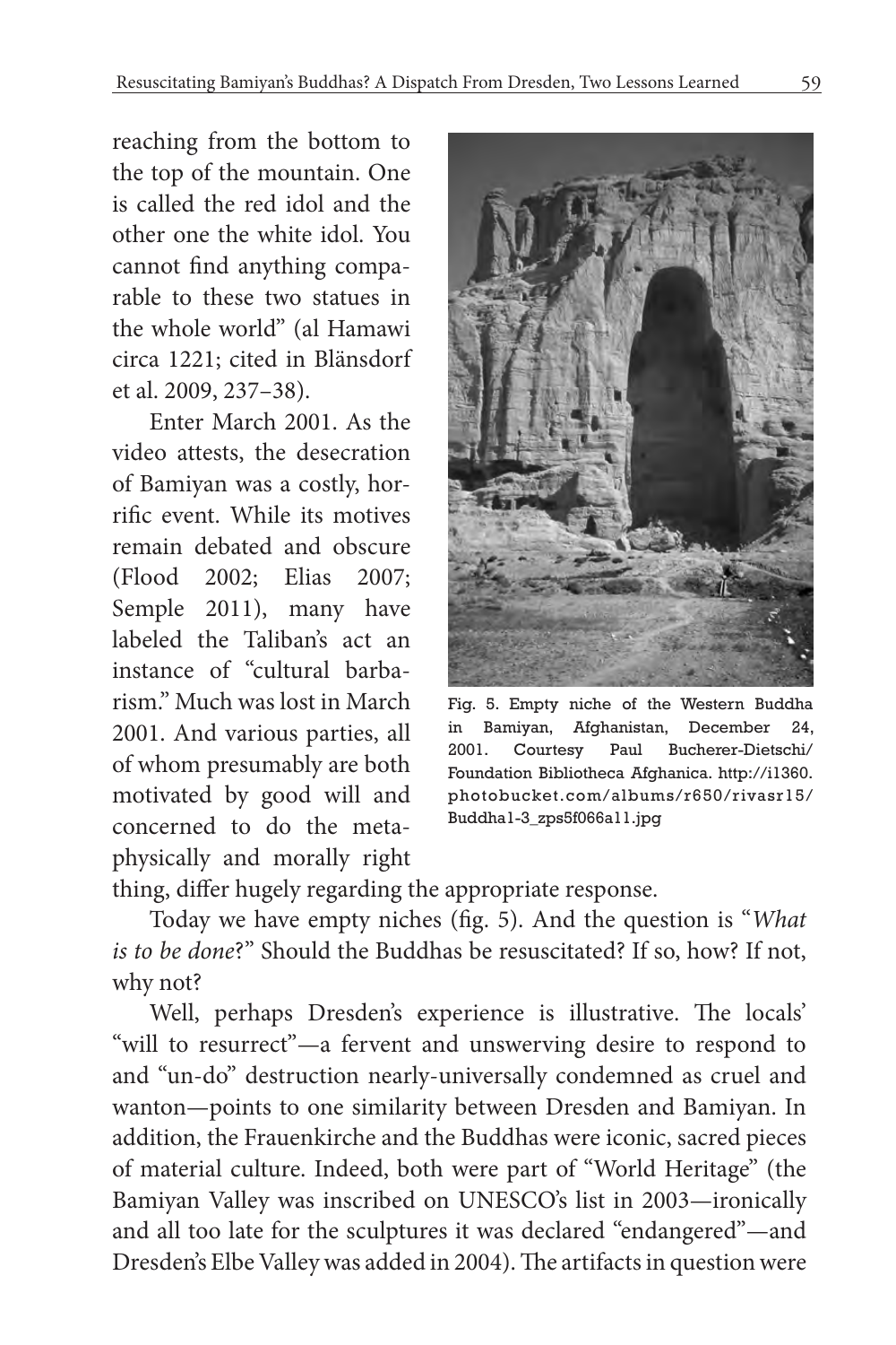reaching from the bottom to the top of the mountain. One is called the red idol and the other one the white idol. You cannot find anything comparable to these two statues in the whole world" (al Hamawi circa 1221; cited in Blänsdorf et al. 2009, 237–38).

Enter March 2001. As the video attests, the desecration of Bamiyan was a costly, horrific event. While its motives remain debated and obscure (Flood 2002; Elias 2007; Semple 2011), many have labeled the Taliban's act an instance of "cultural barbarism." Much was lost in March 2001. And various parties, all of whom presumably are both motivated by good will and concerned to do the metaphysically and morally right thing, differ hugely regarding the appropriate response.

Fig. 5. Empty niche of the Western Buddha in Bamiyan, Afghanistan, December 24, 2001. Courtesy Paul Bucherer-Dietschi/Foundation Bibliotheca Afghanica. http://i1360.photobucket.com/albums/r650/rivasr15/Buddha1-3_zps5f066a11.jpg

Today we have empty niches (fig. 5). And the question is "*What is to be done*?" Should the Buddhas be resuscitated? If so, how? If not, why not?

Well, perhaps Dresden's experience is illustrative. The locals' "will to resurrect"—a fervent and unswerving desire to respond to and "un-do" destruction nearly-universally condemned as cruel and wanton—points to one similarity between Dresden and Bamiyan. In addition, the Frauenkirche and the Buddhas were iconic, sacred pieces of material culture. Indeed, both were part of "World Heritage" (the Bamiyan Valley was inscribed on UNESCO's list in 2003—ironically and all too late for the sculptures it was declared "endangered"—and Dresden's Elbe Valley was added in 2004). The artifacts in question were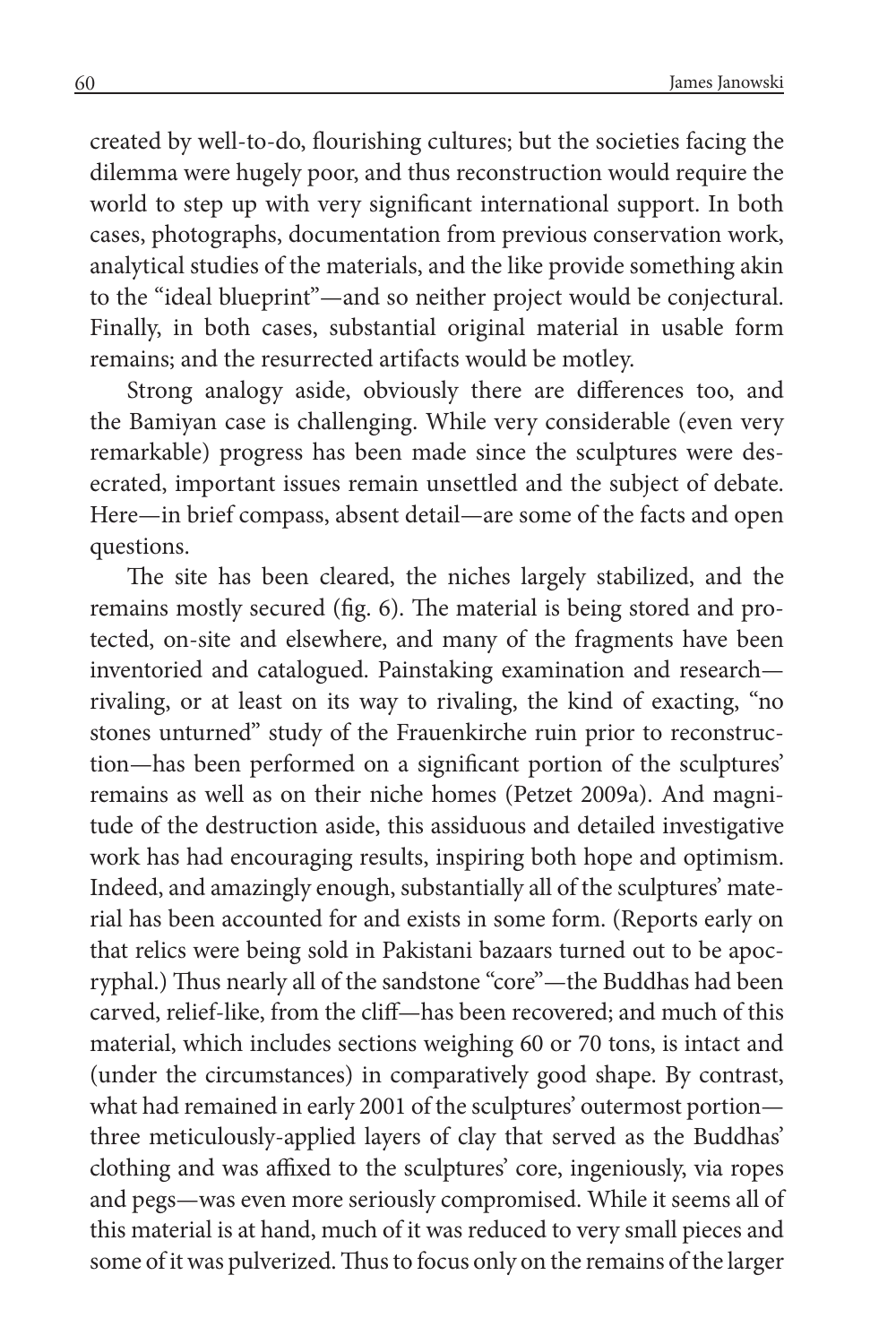created by well-to-do, flourishing cultures; but the societies facing the dilemma were hugely poor, and thus reconstruction would require the world to step up with very significant international support. In both cases, photographs, documentation from previous conservation work, analytical studies of the materials, and the like provide something akin to the "ideal blueprint"—and so neither project would be conjectural. Finally, in both cases, substantial original material in usable form remains; and the resurrected artifacts would be motley.

Strong analogy aside, obviously there are differences too, and the Bamiyan case is challenging. While very considerable (even very remarkable) progress has been made since the sculptures were desecrated, important issues remain unsettled and the subject of debate. Here—in brief compass, absent detail—are some of the facts and open questions.

The site has been cleared, the niches largely stabilized, and the remains mostly secured (fig. 6). The material is being stored and protected, on-site and elsewhere, and many of the fragments have been inventoried and catalogued. Painstaking examination and research—rivaling, or at least on its way to rivaling, the kind of exacting, "no stones unturned" study of the Frauenkirche ruin prior to reconstruction—has been performed on a significant portion of the sculptures' remains as well as on their niche homes (Petzet 2009a). And magnitude of the destruction aside, this assiduous and detailed investigative work has had encouraging results, inspiring both hope and optimism. Indeed, and amazingly enough, substantially all of the sculptures' material has been accounted for and exists in some form. (Reports early on that relics were being sold in Pakistani bazaars turned out to be apocryphal.) Thus nearly all of the sandstone "core"—the Buddhas had been carved, relief-like, from the cliff—has been recovered; and much of this material, which includes sections weighing 60 or 70 tons, is intact and (under the circumstances) in comparatively good shape. By contrast, what had remained in early 2001 of the sculptures' outermost portion—three meticulously-applied layers of clay that served as the Buddhas' clothing and was affixed to the sculptures' core, ingeniously, via ropes and pegs—was even more seriously compromised. While it seems all of this material is at hand, much of it was reduced to very small pieces and some of it was pulverized. Thus to focus only on the remains of the larger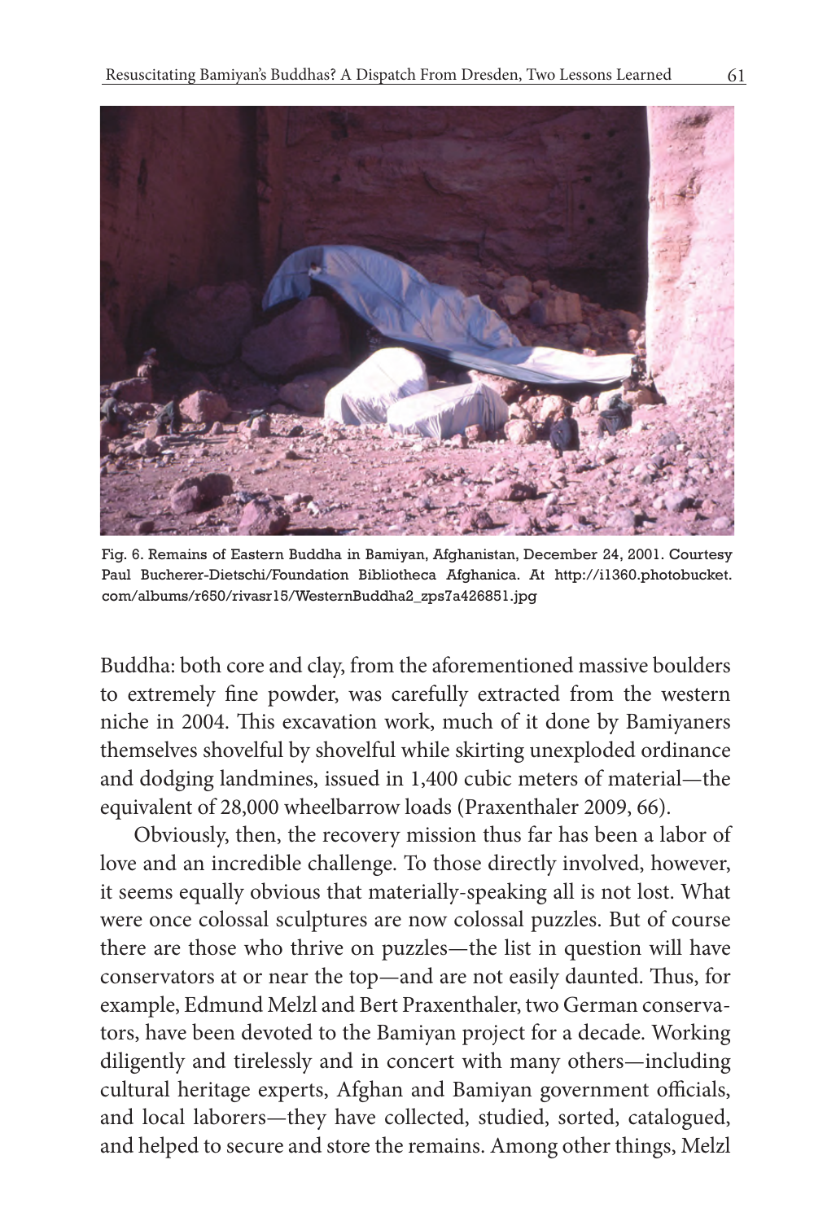Fig. 6. Remains of Eastern Buddha in Bamiyan, Afghanistan, December 24, 2001. Courtesy Paul Bucherer-Dietschi/Foundation Bibliotheca Afghanica. At http://i1360.photobucket.com/albums/r650/rivasr15/WesternBuddha2_zps7a426851.jpg

Buddha: both core and clay, from the aforementioned massive boulders to extremely fine powder, was carefully extracted from the western niche in 2004. This excavation work, much of it done by Bamiyaners themselves shovelful by shovelful while skirting unexploded ordinance and dodging landmines, issued in 1,400 cubic meters of material—the equivalent of 28,000 wheelbarrow loads (Praxenthaler 2009, 66).

Obviously, then, the recovery mission thus far has been a labor of love and an incredible challenge. To those directly involved, however, it seems equally obvious that materially-speaking all is not lost. What were once colossal sculptures are now colossal puzzles. But of course there are those who thrive on puzzles—the list in question will have conservators at or near the top—and are not easily daunted. Thus, for example, Edmund Melzl and Bert Praxenthaler, two German conservators, have been devoted to the Bamiyan project for a decade. Working diligently and tirelessly and in concert with many others—including cultural heritage experts, Afghan and Bamiyan government officials, and local laborers—they have collected, studied, sorted, catalogued, and helped to secure and store the remains. Among other things, Melzl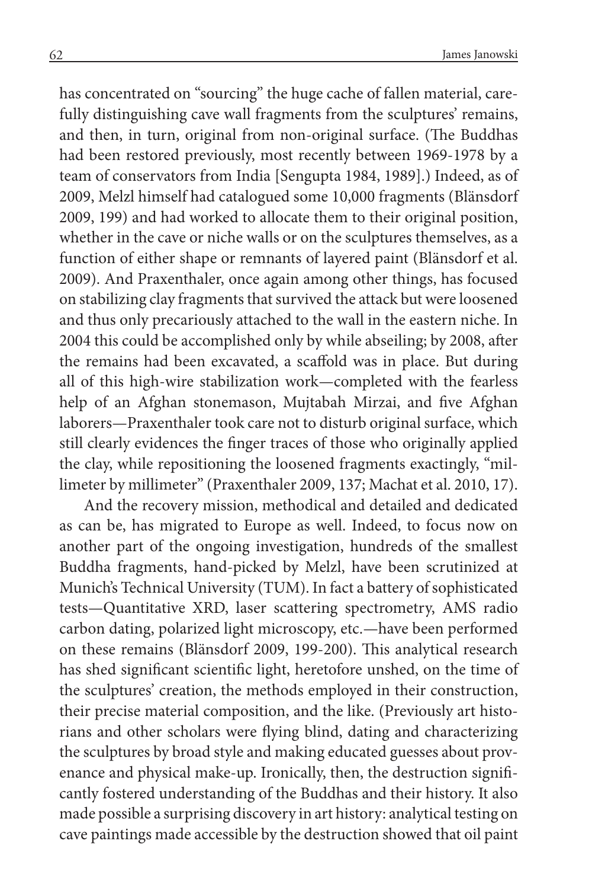has concentrated on "sourcing" the huge cache of fallen material, carefully distinguishing cave wall fragments from the sculptures' remains, and then, in turn, original from non-original surface. (The Buddhas had been restored previously, most recently between 1969-1978 by a team of conservators from India [Sengupta 1984, 1989].) Indeed, as of 2009, Melzl himself had catalogued some 10,000 fragments (Blänsdorf 2009, 199) and had worked to allocate them to their original position, whether in the cave or niche walls or on the sculptures themselves, as a function of either shape or remnants of layered paint (Blänsdorf et al. 2009). And Praxenthaler, once again among other things, has focused on stabilizing clay fragments that survived the attack but were loosened and thus only precariously attached to the wall in the eastern niche. In 2004 this could be accomplished only by while abseiling; by 2008, after the remains had been excavated, a scaffold was in place. But during all of this high-wire stabilization work—completed with the fearless help of an Afghan stonemason, Mujtabah Mirzai, and five Afghan laborers—Praxenthaler took care not to disturb original surface, which still clearly evidences the finger traces of those who originally applied the clay, while repositioning the loosened fragments exactingly, "millimeter by millimeter" (Praxenthaler 2009, 137; Machat et al. 2010, 17).

And the recovery mission, methodical and detailed and dedicated as can be, has migrated to Europe as well. Indeed, to focus now on another part of the ongoing investigation, hundreds of the smallest Buddha fragments, hand-picked by Melzl, have been scrutinized at Munich's Technical University (TUM). In fact a battery of sophisticated tests—Quantitative XRD, laser scattering spectrometry, AMS radio carbon dating, polarized light microscopy, etc.—have been performed on these remains (Blänsdorf 2009, 199-200). This analytical research has shed significant scientific light, heretofore unshed, on the time of the sculptures' creation, the methods employed in their construction, their precise material composition, and the like. (Previously art historians and other scholars were flying blind, dating and characterizing the sculptures by broad style and making educated guesses about provenance and physical make-up. Ironically, then, the destruction significantly fostered understanding of the Buddhas and their history. It also made possible a surprising discovery in art history: analytical testing on cave paintings made accessible by the destruction showed that oil paint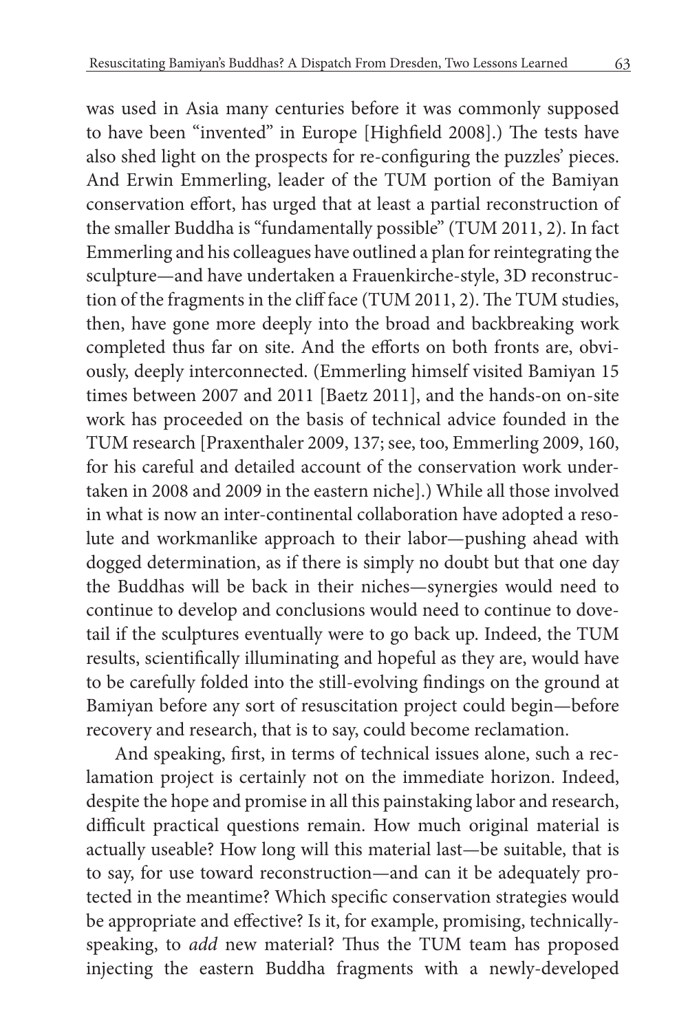was used in Asia many centuries before it was commonly supposed to have been "invented" in Europe [Highfield 2008].) The tests have also shed light on the prospects for re-configuring the puzzles' pieces. And Erwin Emmerling, leader of the TUM portion of the Bamiyan conservation effort, has urged that at least a partial reconstruction of the smaller Buddha is "fundamentally possible" (TUM 2011, 2). In fact Emmerling and his colleagues have outlined a plan for reintegrating the sculpture—and have undertaken a Frauenkirche-style, 3D reconstruction of the fragments in the cliff face (TUM 2011, 2). The TUM studies, then, have gone more deeply into the broad and backbreaking work completed thus far on site. And the efforts on both fronts are, obviously, deeply interconnected. (Emmerling himself visited Bamiyan 15 times between 2007 and 2011 [Baetz 2011], and the hands-on on-site work has proceeded on the basis of technical advice founded in the TUM research [Praxenthaler 2009, 137; see, too, Emmerling 2009, 160, for his careful and detailed account of the conservation work undertaken in 2008 and 2009 in the eastern niche].) While all those involved in what is now an inter-continental collaboration have adopted a resolute and workmanlike approach to their labor—pushing ahead with dogged determination, as if there is simply no doubt but that one day the Buddhas will be back in their niches—synergies would need to continue to develop and conclusions would need to continue to dovetail if the sculptures eventually were to go back up. Indeed, the TUM results, scientifically illuminating and hopeful as they are, would have to be carefully folded into the still-evolving findings on the ground at Bamiyan before any sort of resuscitation project could begin—before recovery and research, that is to say, could become reclamation.

And speaking, first, in terms of technical issues alone, such a reclamation project is certainly not on the immediate horizon. Indeed, despite the hope and promise in all this painstaking labor and research, difficult practical questions remain. How much original material is actually useable? How long will this material last—be suitable, that is to say, for use toward reconstruction—and can it be adequately protected in the meantime? Which specific conservation strategies would be appropriate and effective? Is it, for example, promising, technically-speaking, to *add* new material? Thus the TUM team has proposed injecting the eastern Buddha fragments with a newly-developed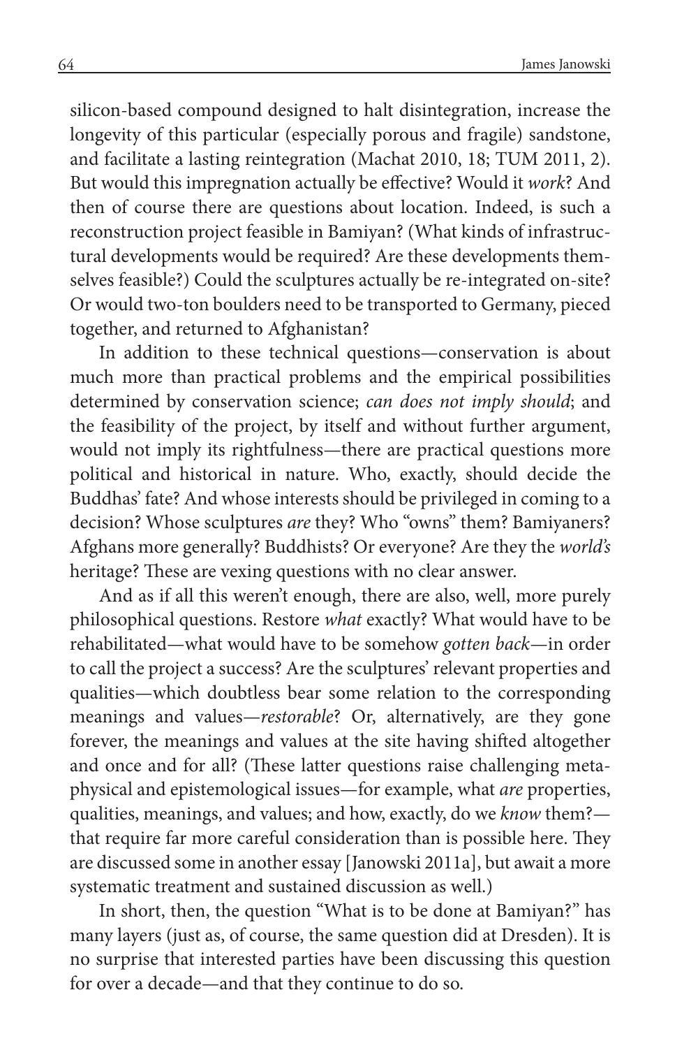silicon-based compound designed to halt disintegration, increase the longevity of this particular (especially porous and fragile) sandstone, and facilitate a lasting reintegration (Machat 2010, 18; TUM 2011, 2). But would this impregnation actually be effective? Would it *work*? And then of course there are questions about location. Indeed, is such a reconstruction project feasible in Bamiyan? (What kinds of infrastructural developments would be required? Are these developments themselves feasible?) Could the sculptures actually be re-integrated on-site? Or would two-ton boulders need to be transported to Germany, pieced together, and returned to Afghanistan?

In addition to these technical questions—conservation is about much more than practical problems and the empirical possibilities determined by conservation science; *can does not imply should*; and the feasibility of the project, by itself and without further argument, would not imply its rightfulness—there are practical questions more political and historical in nature. Who, exactly, should decide the Buddhas' fate? And whose interests should be privileged in coming to a decision? Whose sculptures *are* they? Who "owns" them? Bamiyaners? Afghans more generally? Buddhists? Or everyone? Are they the *world's* heritage? These are vexing questions with no clear answer.

And as if all this weren't enough, there are also, well, more purely philosophical questions. Restore *what* exactly? What would have to be rehabilitated—what would have to be somehow *gotten back*—in order to call the project a success? Are the sculptures' relevant properties and qualities—which doubtless bear some relation to the corresponding meanings and values—*restorable*? Or, alternatively, are they gone forever, the meanings and values at the site having shifted altogether and once and for all? (These latter questions raise challenging metaphysical and epistemological issues—for example, what *are* properties, qualities, meanings, and values; and how, exactly, do we *know* them?—that require far more careful consideration than is possible here. They are discussed some in another essay [Janowski 2011a], but await a more systematic treatment and sustained discussion as well.)

In short, then, the question "What is to be done at Bamiyan?" has many layers (just as, of course, the same question did at Dresden). It is no surprise that interested parties have been discussing this question for over a decade—and that they continue to do so.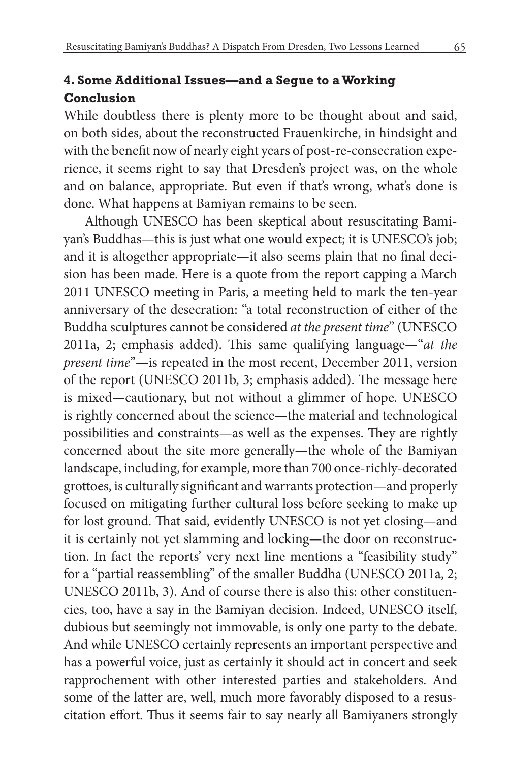## 4. Some Additional Issues—and a Segue to a Working Conclusion

While doubtless there is plenty more to be thought about and said, on both sides, about the reconstructed Frauenkirche, in hindsight and with the benefit now of nearly eight years of post-re-consecration experience, it seems right to say that Dresden's project was, on the whole and on balance, appropriate. But even if that's wrong, what's done is done. What happens at Bamiyan remains to be seen.

Although UNESCO has been skeptical about resuscitating Bamiyan's Buddhas—this is just what one would expect; it is UNESCO's job; and it is altogether appropriate—it also seems plain that no final decision has been made. Here is a quote from the report capping a March 2011 UNESCO meeting in Paris, a meeting held to mark the ten-year anniversary of the desecration: "a total reconstruction of either of the Buddha sculptures cannot be considered *at the present time*" (UNESCO 2011a, 2; emphasis added). This same qualifying language—"*at the present time*"—is repeated in the most recent, December 2011, version of the report (UNESCO 2011b, 3; emphasis added). The message here is mixed—cautionary, but not without a glimmer of hope. UNESCO is rightly concerned about the science—the material and technological possibilities and constraints—as well as the expenses. They are rightly concerned about the site more generally—the whole of the Bamiyan landscape, including, for example, more than 700 once-richly-decorated grottoes, is culturally significant and warrants protection—and properly focused on mitigating further cultural loss before seeking to make up for lost ground. That said, evidently UNESCO is not yet closing—and it is certainly not yet slamming and locking—the door on reconstruction. In fact the reports' very next line mentions a "feasibility study" for a "partial reassembling" of the smaller Buddha (UNESCO 2011a, 2; UNESCO 2011b, 3). And of course there is also this: other constituencies, too, have a say in the Bamiyan decision. Indeed, UNESCO itself, dubious but seemingly not immovable, is only one party to the debate. And while UNESCO certainly represents an important perspective and has a powerful voice, just as certainly it should act in concert and seek rapprochement with other interested parties and stakeholders. And some of the latter are, well, much more favorably disposed to a resuscitation effort. Thus it seems fair to say nearly all Bamiyaners strongly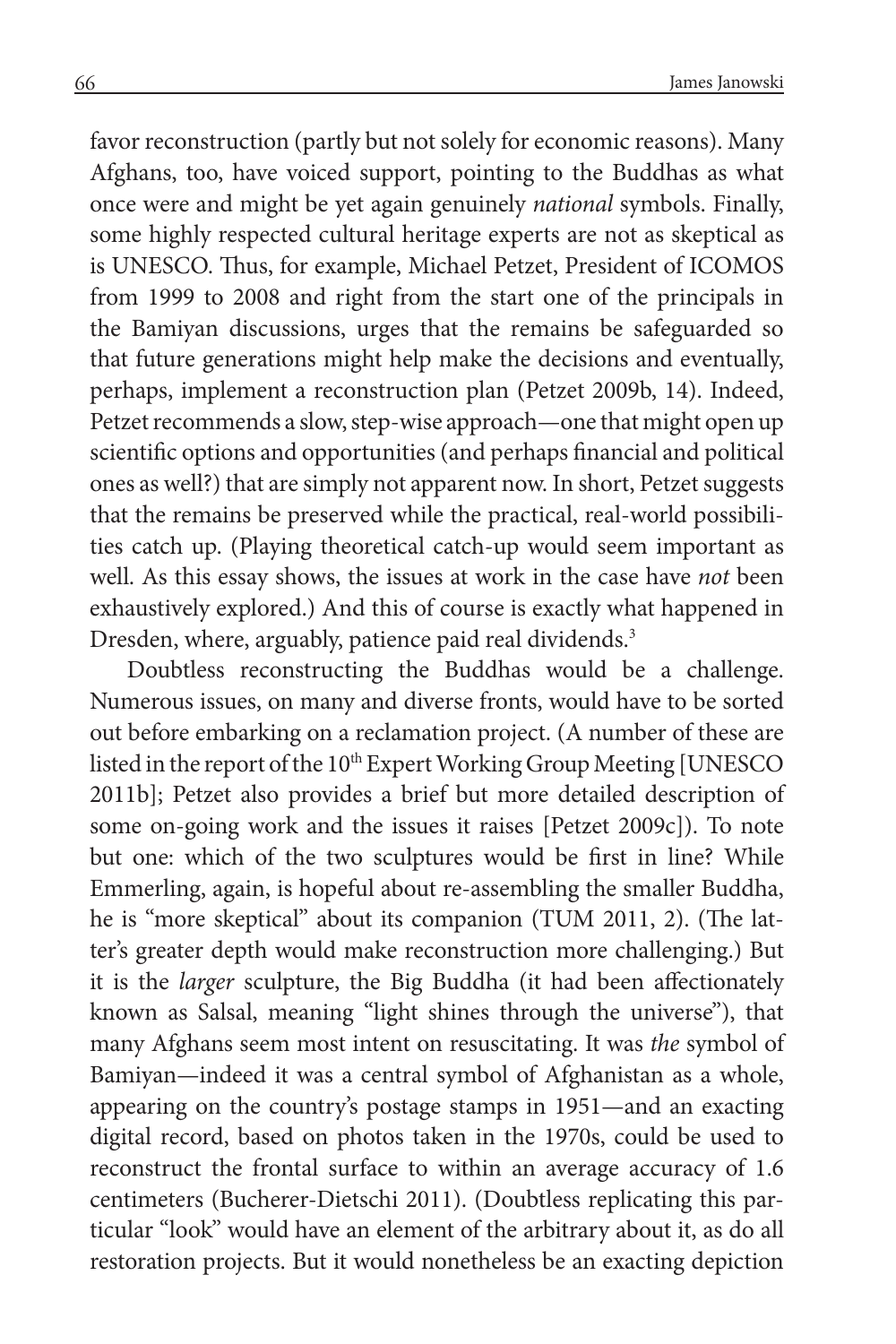favor reconstruction (partly but not solely for economic reasons). Many Afghans, too, have voiced support, pointing to the Buddhas as what once were and might be yet again genuinely *national* symbols. Finally, some highly respected cultural heritage experts are not as skeptical as is UNESCO. Thus, for example, Michael Petzet, President of ICOMOS from 1999 to 2008 and right from the start one of the principals in the Bamiyan discussions, urges that the remains be safeguarded so that future generations might help make the decisions and eventually, perhaps, implement a reconstruction plan (Petzet 2009b, 14). Indeed, Petzet recommends a slow, step-wise approach—one that might open up scientific options and opportunities (and perhaps financial and political ones as well?) that are simply not apparent now. In short, Petzet suggests that the remains be preserved while the practical, real-world possibilities catch up. (Playing theoretical catch-up would seem important as well. As this essay shows, the issues at work in the case have *not* been exhaustively explored.) And this of course is exactly what happened in Dresden, where, arguably, patience paid real dividends.[3]

Doubtless reconstructing the Buddhas would be a challenge. Numerous issues, on many and diverse fronts, would have to be sorted out before embarking on a reclamation project. (A number of these are listed in the report of the 10th Expert Working Group Meeting [UNESCO 2011b]; Petzet also provides a brief but more detailed description of some on-going work and the issues it raises [Petzet 2009c]). To note but one: which of the two sculptures would be first in line? While Emmerling, again, is hopeful about re-assembling the smaller Buddha, he is "more skeptical" about its companion (TUM 2011, 2). (The latter's greater depth would make reconstruction more challenging.) But it is the *larger* sculpture, the Big Buddha (it had been affectionately known as Salsal, meaning "light shines through the universe"), that many Afghans seem most intent on resuscitating. It was *the* symbol of Bamiyan—indeed it was a central symbol of Afghanistan as a whole, appearing on the country's postage stamps in 1951—and an exacting digital record, based on photos taken in the 1970s, could be used to reconstruct the frontal surface to within an average accuracy of 1.6 centimeters (Bucherer-Dietschi 2011). (Doubtless replicating this particular "look" would have an element of the arbitrary about it, as do all restoration projects. But it would nonetheless be an exacting depiction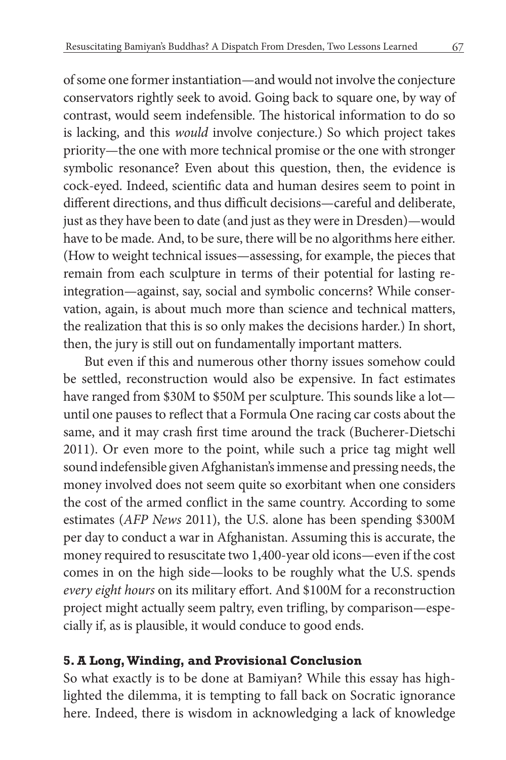of some one former instantiation—and would not involve the conjecture conservators rightly seek to avoid. Going back to square one, by way of contrast, would seem indefensible. The historical information to do so is lacking, and this *would* involve conjecture.) So which project takes priority—the one with more technical promise or the one with stronger symbolic resonance? Even about this question, then, the evidence is cock-eyed. Indeed, scientific data and human desires seem to point in different directions, and thus difficult decisions—careful and deliberate, just as they have been to date (and just as they were in Dresden)—would have to be made. And, to be sure, there will be no algorithms here either. (How to weight technical issues—assessing, for example, the pieces that remain from each sculpture in terms of their potential for lasting re-integration—against, say, social and symbolic concerns? While conservation, again, is about much more than science and technical matters, the realization that this is so only makes the decisions harder.) In short, then, the jury is still out on fundamentally important matters.

But even if this and numerous other thorny issues somehow could be settled, reconstruction would also be expensive. In fact estimates have ranged from \$30M to \$50M per sculpture. This sounds like a lot—until one pauses to reflect that a Formula One racing car costs about the same, and it may crash first time around the track (Bucherer-Dietschi 2011). Or even more to the point, while such a price tag might well sound indefensible given Afghanistan's immense and pressing needs, the money involved does not seem quite so exorbitant when one considers the cost of the armed conflict in the same country. According to some estimates (*AFP News* 2011), the U.S. alone has been spending \$300M per day to conduct a war in Afghanistan. Assuming this is accurate, the money required to resuscitate two 1,400-year old icons—even if the cost comes in on the high side—looks to be roughly what the U.S. spends *every eight hours* on its military effort. And \$100M for a reconstruction project might actually seem paltry, even trifling, by comparison—especially if, as is plausible, it would conduce to good ends.

## 5. A Long, Winding, and Provisional Conclusion

So what exactly is to be done at Bamiyan? While this essay has highlighted the dilemma, it is tempting to fall back on Socratic ignorance here. Indeed, there is wisdom in acknowledging a lack of knowledge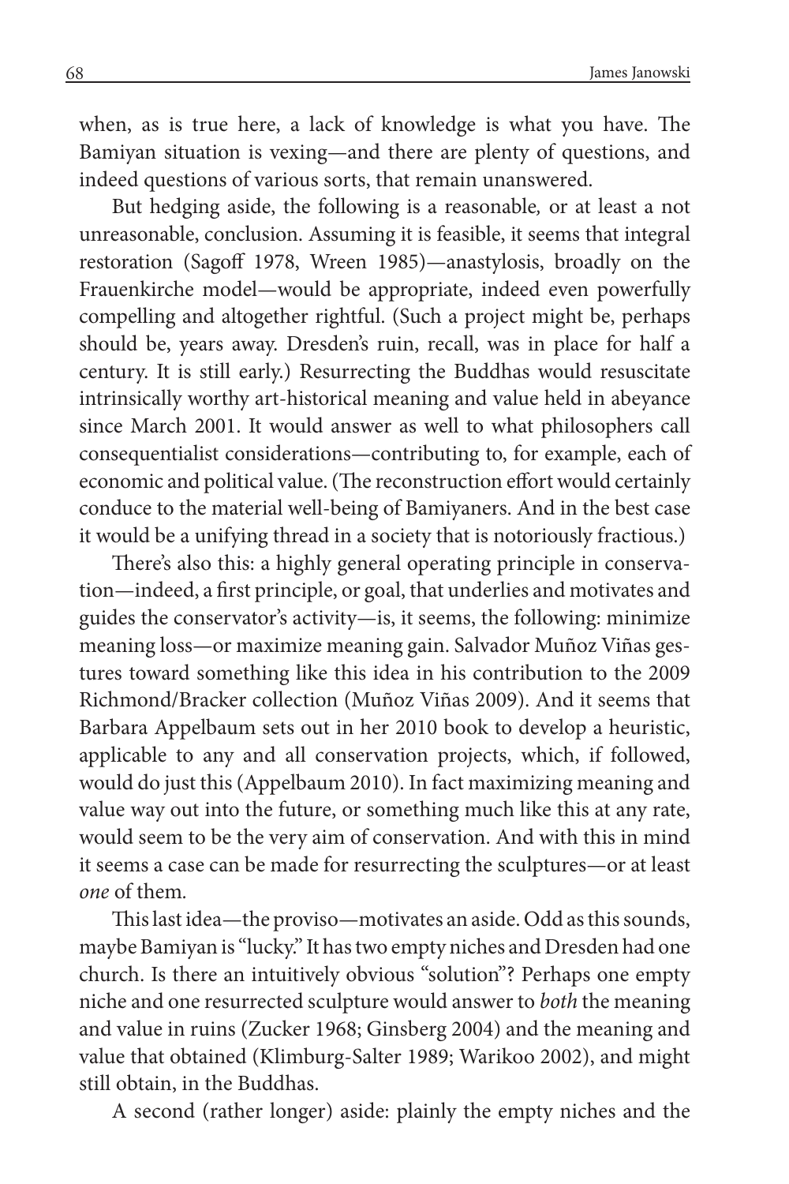when, as is true here, a lack of knowledge is what you have. The Bamiyan situation is vexing—and there are plenty of questions, and indeed questions of various sorts, that remain unanswered.

But hedging aside, the following is a reasonable*,* or at least a not unreasonable, conclusion. Assuming it is feasible, it seems that integral restoration (Sagoff 1978, Wreen 1985)—anastylosis, broadly on the Frauenkirche model—would be appropriate, indeed even powerfully compelling and altogether rightful. (Such a project might be, perhaps should be, years away. Dresden's ruin, recall, was in place for half a century. It is still early.) Resurrecting the Buddhas would resuscitate intrinsically worthy art-historical meaning and value held in abeyance since March 2001. It would answer as well to what philosophers call consequentialist considerations—contributing to, for example, each of economic and political value. (The reconstruction effort would certainly conduce to the material well-being of Bamiyaners. And in the best case it would be a unifying thread in a society that is notoriously fractious.)

There's also this: a highly general operating principle in conservation—indeed, a first principle, or goal, that underlies and motivates and guides the conservator's activity—is, it seems, the following: minimize meaning loss—or maximize meaning gain. Salvador Muñoz Viñas gestures toward something like this idea in his contribution to the 2009 Richmond/Bracker collection (Muñoz Viñas 2009). And it seems that Barbara Appelbaum sets out in her 2010 book to develop a heuristic, applicable to any and all conservation projects, which, if followed, would do just this (Appelbaum 2010). In fact maximizing meaning and value way out into the future, or something much like this at any rate, would seem to be the very aim of conservation. And with this in mind it seems a case can be made for resurrecting the sculptures—or at least *one* of them.

This last idea—the proviso—motivates an aside. Odd as this sounds, maybe Bamiyan is "lucky." It has two empty niches and Dresden had one church. Is there an intuitively obvious "solution"? Perhaps one empty niche and one resurrected sculpture would answer to *both* the meaning and value in ruins (Zucker 1968; Ginsberg 2004) and the meaning and value that obtained (Klimburg-Salter 1989; Warikoo 2002), and might still obtain, in the Buddhas.

A second (rather longer) aside: plainly the empty niches and the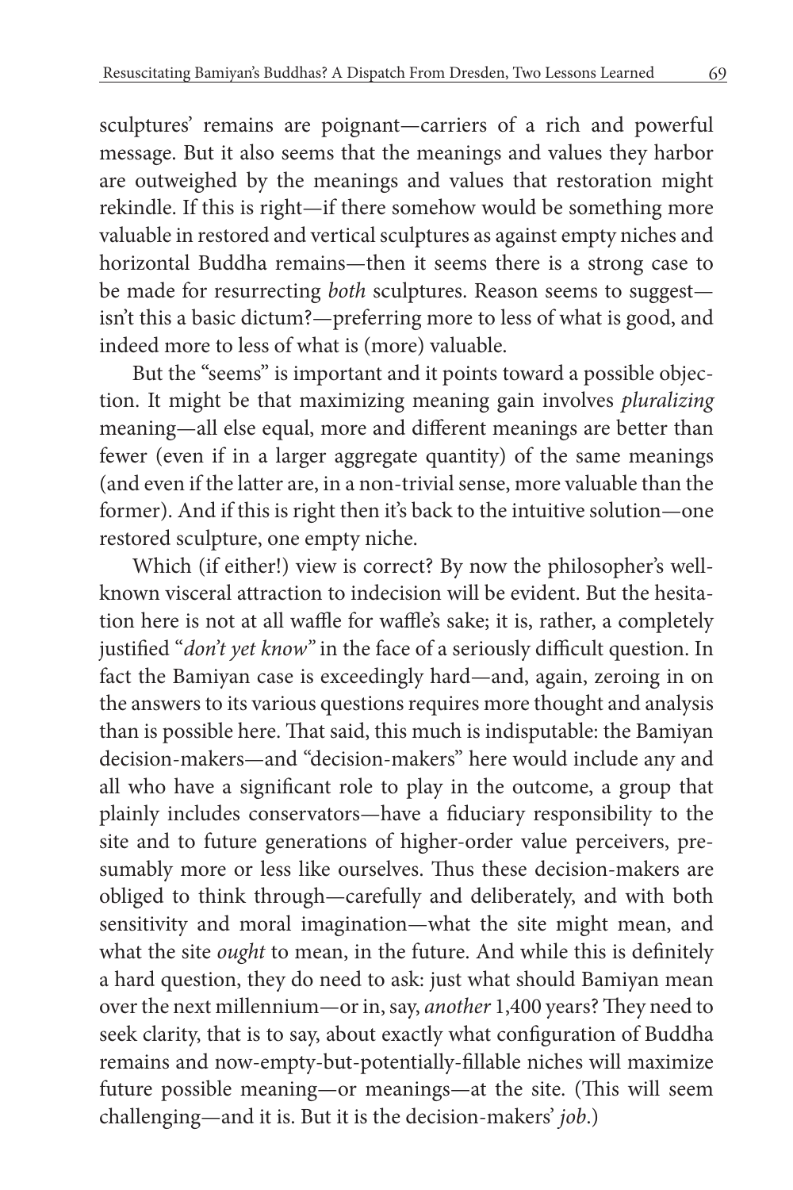sculptures' remains are poignant—carriers of a rich and powerful message. But it also seems that the meanings and values they harbor are outweighed by the meanings and values that restoration might rekindle. If this is right—if there somehow would be something more valuable in restored and vertical sculptures as against empty niches and horizontal Buddha remains—then it seems there is a strong case to be made for resurrecting *both* sculptures. Reason seems to suggest—isn't this a basic dictum?—preferring more to less of what is good, and indeed more to less of what is (more) valuable.

But the "seems" is important and it points toward a possible objection. It might be that maximizing meaning gain involves *pluralizing* meaning—all else equal, more and different meanings are better than fewer (even if in a larger aggregate quantity) of the same meanings (and even if the latter are, in a non-trivial sense, more valuable than the former). And if this is right then it's back to the intuitive solution—one restored sculpture, one empty niche.

Which (if either!) view is correct? By now the philosopher's well-known visceral attraction to indecision will be evident. But the hesitation here is not at all waffle for waffle's sake; it is, rather, a completely justified "*don't yet know*" in the face of a seriously difficult question. In fact the Bamiyan case is exceedingly hard—and, again, zeroing in on the answers to its various questions requires more thought and analysis than is possible here. That said, this much is indisputable: the Bamiyan decision-makers—and "decision-makers" here would include any and all who have a significant role to play in the outcome, a group that plainly includes conservators—have a fiduciary responsibility to the site and to future generations of higher-order value perceivers, presumably more or less like ourselves. Thus these decision-makers are obliged to think through—carefully and deliberately, and with both sensitivity and moral imagination—what the site might mean, and what the site *ought* to mean, in the future. And while this is definitely a hard question, they do need to ask: just what should Bamiyan mean over the next millennium—or in, say, *another* 1,400 years? They need to seek clarity, that is to say, about exactly what configuration of Buddha remains and now-empty-but-potentially-fillable niches will maximize future possible meaning—or meanings—at the site. (This will seem challenging—and it is. But it is the decision-makers' *job*.)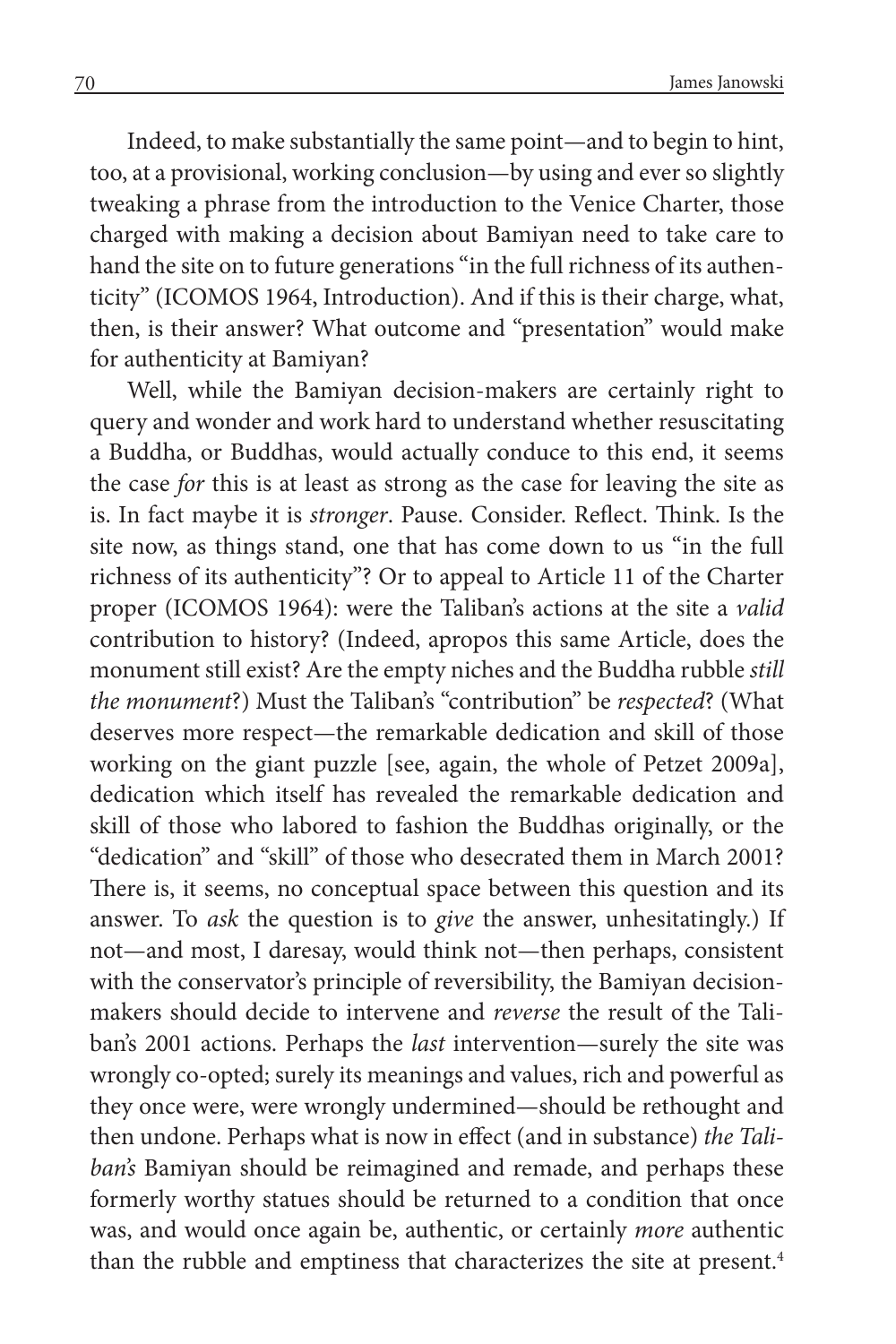Indeed, to make substantially the same point—and to begin to hint, too, at a provisional, working conclusion—by using and ever so slightly tweaking a phrase from the introduction to the Venice Charter, those charged with making a decision about Bamiyan need to take care to hand the site on to future generations "in the full richness of its authenticity" (ICOMOS 1964, Introduction). And if this is their charge, what, then, is their answer? What outcome and "presentation" would make for authenticity at Bamiyan?

Well, while the Bamiyan decision-makers are certainly right to query and wonder and work hard to understand whether resuscitating a Buddha, or Buddhas, would actually conduce to this end, it seems the case *for* this is at least as strong as the case for leaving the site as is. In fact maybe it is *stronger*. Pause. Consider. Reflect. Think. Is the site now, as things stand, one that has come down to us "in the full richness of its authenticity"? Or to appeal to Article 11 of the Charter proper (ICOMOS 1964): were the Taliban's actions at the site a *valid* contribution to history? (Indeed, apropos this same Article, does the monument still exist? Are the empty niches and the Buddha rubble *still the monument*?) Must the Taliban's "contribution" be *respected*? (What deserves more respect—the remarkable dedication and skill of those working on the giant puzzle [see, again, the whole of Petzet 2009a], dedication which itself has revealed the remarkable dedication and skill of those who labored to fashion the Buddhas originally, or the "dedication" and "skill" of those who desecrated them in March 2001? There is, it seems, no conceptual space between this question and its answer. To *ask* the question is to *give* the answer, unhesitatingly.) If not—and most, I daresay, would think not—then perhaps, consistent with the conservator's principle of reversibility, the Bamiyan decision-makers should decide to intervene and *reverse* the result of the Taliban's 2001 actions. Perhaps the *last* intervention—surely the site was wrongly co-opted; surely its meanings and values, rich and powerful as they once were, were wrongly undermined—should be rethought and then undone. Perhaps what is now in effect (and in substance) *the Taliban's* Bamiyan should be reimagined and remade, and perhaps these formerly worthy statues should be returned to a condition that once was, and would once again be, authentic, or certainly *more* authentic than the rubble and emptiness that characterizes the site at present.[4]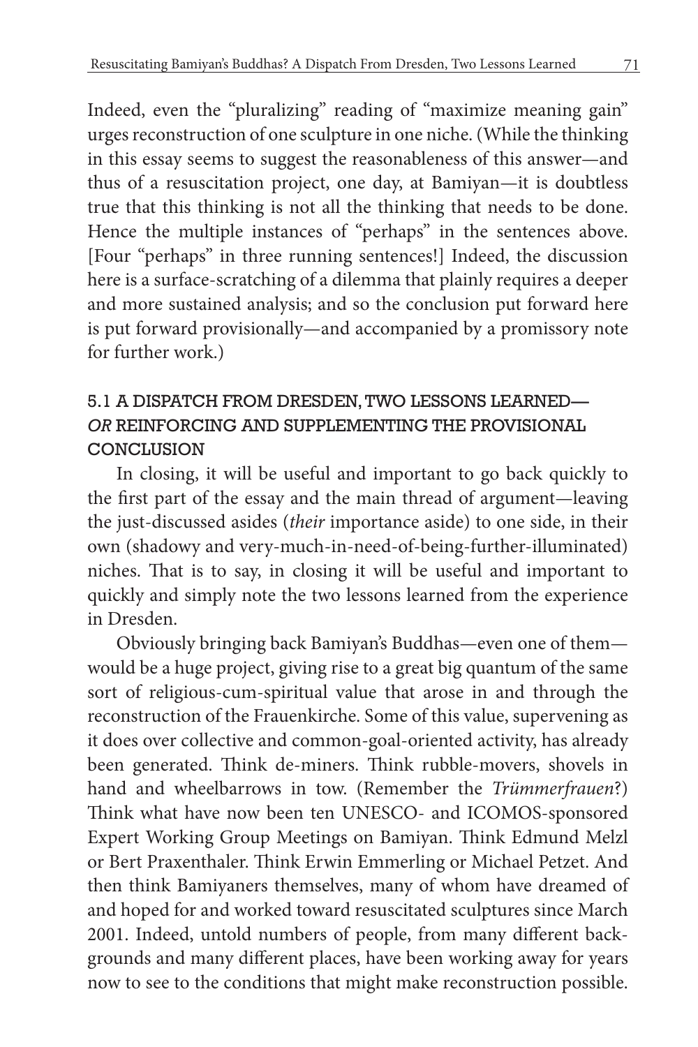Indeed, even the "pluralizing" reading of "maximize meaning gain" urges reconstruction of one sculpture in one niche. (While the thinking in this essay seems to suggest the reasonableness of this answer—and thus of a resuscitation project, one day, at Bamiyan—it is doubtless true that this thinking is not all the thinking that needs to be done. Hence the multiple instances of "perhaps" in the sentences above. [Four "perhaps" in three running sentences!] Indeed, the discussion here is a surface-scratching of a dilemma that plainly requires a deeper and more sustained analysis; and so the conclusion put forward here is put forward provisionally—and accompanied by a promissory note for further work.)

## 5.1 A DISPATCH FROM DRESDEN, TWO LESSONS LEARNED—*OR* REINFORCING AND SUPPLEMENTING THE PROVISIONAL CONCLUSION

In closing, it will be useful and important to go back quickly to the first part of the essay and the main thread of argument—leaving the just-discussed asides (*their* importance aside) to one side, in their own (shadowy and very-much-in-need-of-being-further-illuminated) niches. That is to say, in closing it will be useful and important to quickly and simply note the two lessons learned from the experience in Dresden.

Obviously bringing back Bamiyan's Buddhas—even one of them—would be a huge project, giving rise to a great big quantum of the same sort of religious-cum-spiritual value that arose in and through the reconstruction of the Frauenkirche. Some of this value, supervening as it does over collective and common-goal-oriented activity, has already been generated. Think de-miners. Think rubble-movers, shovels in hand and wheelbarrows in tow. (Remember the *Trümmerfrauen*?) Think what have now been ten UNESCO- and ICOMOS-sponsored Expert Working Group Meetings on Bamiyan. Think Edmund Melzl or Bert Praxenthaler. Think Erwin Emmerling or Michael Petzet. And then think Bamiyaners themselves, many of whom have dreamed of and hoped for and worked toward resuscitated sculptures since March 2001. Indeed, untold numbers of people, from many different backgrounds and many different places, have been working away for years now to see to the conditions that might make reconstruction possible.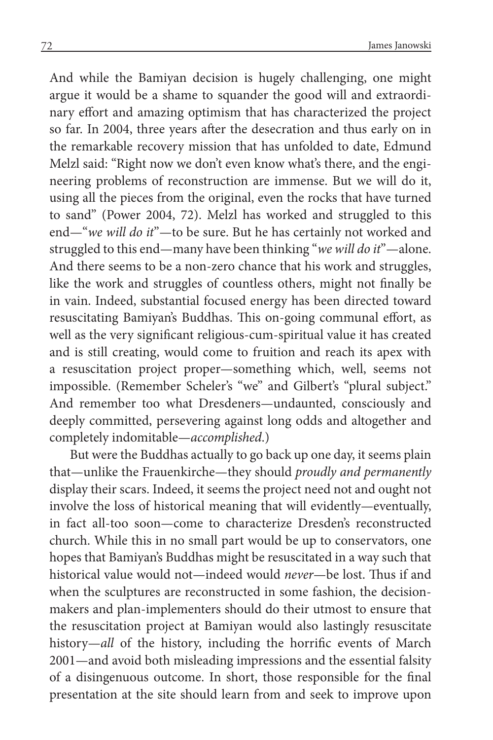And while the Bamiyan decision is hugely challenging, one might argue it would be a shame to squander the good will and extraordinary effort and amazing optimism that has characterized the project so far. In 2004, three years after the desecration and thus early on in the remarkable recovery mission that has unfolded to date, Edmund Melzl said: "Right now we don't even know what's there, and the engineering problems of reconstruction are immense. But we will do it, using all the pieces from the original, even the rocks that have turned to sand" (Power 2004, 72). Melzl has worked and struggled to this end—"*we will do it*"—to be sure. But he has certainly not worked and struggled to this end—many have been thinking "*we will do it*"—alone. And there seems to be a non-zero chance that his work and struggles, like the work and struggles of countless others, might not finally be in vain. Indeed, substantial focused energy has been directed toward resuscitating Bamiyan's Buddhas. This on-going communal effort, as well as the very significant religious-cum-spiritual value it has created and is still creating, would come to fruition and reach its apex with a resuscitation project proper—something which, well, seems not impossible. (Remember Scheler's "we" and Gilbert's "plural subject." And remember too what Dresdeners—undaunted, consciously and deeply committed, persevering against long odds and altogether and completely indomitable—*accomplished*.)

But were the Buddhas actually to go back up one day, it seems plain that—unlike the Frauenkirche—they should *proudly and permanently* display their scars. Indeed, it seems the project need not and ought not involve the loss of historical meaning that will evidently—eventually, in fact all-too soon—come to characterize Dresden's reconstructed church. While this in no small part would be up to conservators, one hopes that Bamiyan's Buddhas might be resuscitated in a way such that historical value would not—indeed would *never*—be lost. Thus if and when the sculptures are reconstructed in some fashion, the decision-makers and plan-implementers should do their utmost to ensure that the resuscitation project at Bamiyan would also lastingly resuscitate history—*all* of the history, including the horrific events of March 2001—and avoid both misleading impressions and the essential falsity of a disingenuous outcome. In short, those responsible for the final presentation at the site should learn from and seek to improve upon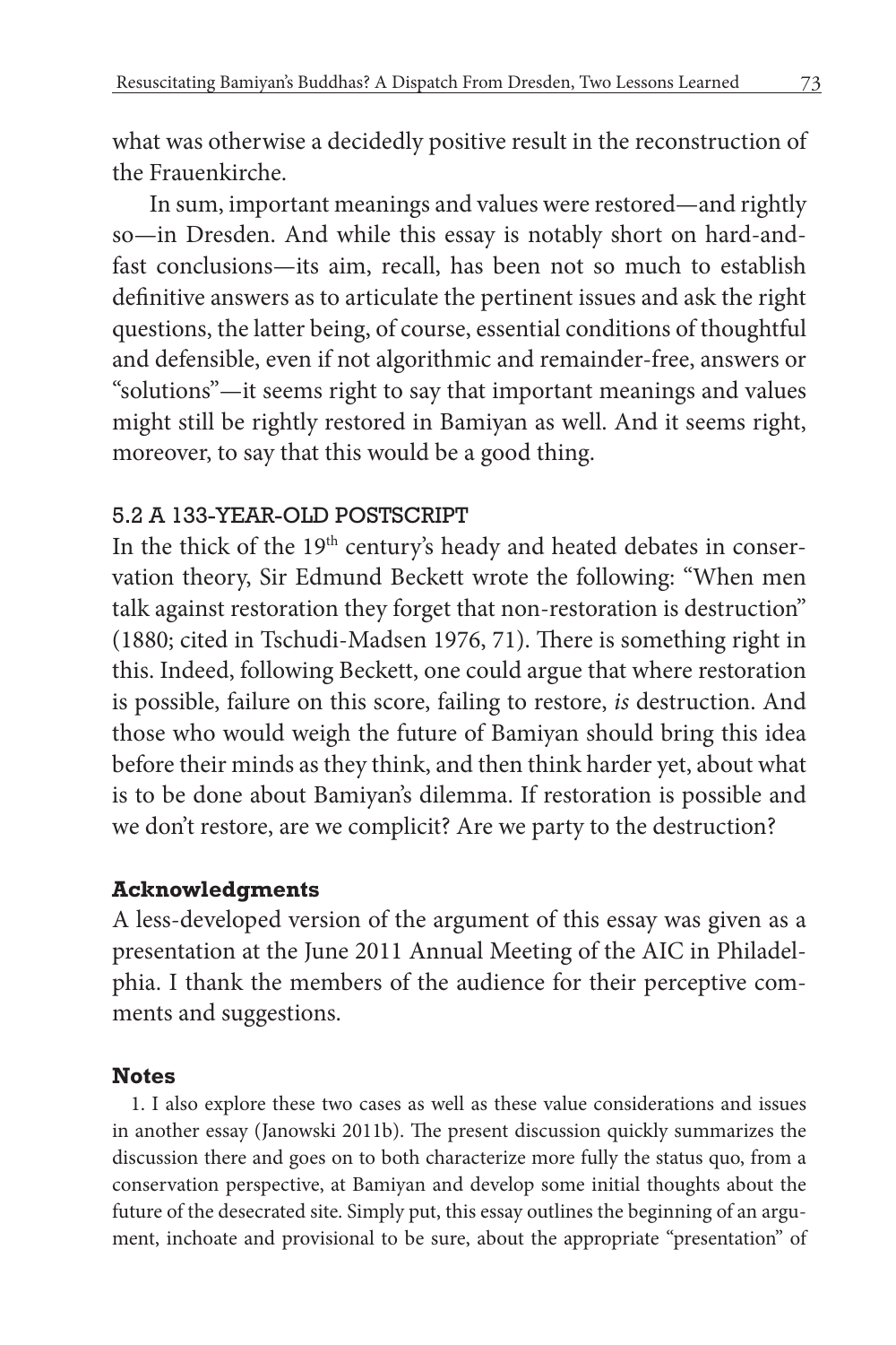what was otherwise a decidedly positive result in the reconstruction of the Frauenkirche.

In sum, important meanings and values were restored—and rightly so—in Dresden. And while this essay is notably short on hard-and-fast conclusions—its aim, recall, has been not so much to establish definitive answers as to articulate the pertinent issues and ask the right questions, the latter being, of course, essential conditions of thoughtful and defensible, even if not algorithmic and remainder-free, answers or "solutions"—it seems right to say that important meanings and values might still be rightly restored in Bamiyan as well. And it seems right, moreover, to say that this would be a good thing.

### 5.2 A 133-YEAR-OLD POSTSCRIPT

In the thick of the 19th century's heady and heated debates in conservation theory, Sir Edmund Beckett wrote the following: "When men talk against restoration they forget that non-restoration is destruction" (1880; cited in Tschudi-Madsen 1976, 71). There is something right in this. Indeed, following Beckett, one could argue that where restoration is possible, failure on this score, failing to restore, *is* destruction. And those who would weigh the future of Bamiyan should bring this idea before their minds as they think, and then think harder yet, about what is to be done about Bamiyan's dilemma. If restoration is possible and we don't restore, are we complicit? Are we party to the destruction?

## Acknowledgments

A less-developed version of the argument of this essay was given as a presentation at the June 2011 Annual Meeting of the AIC in Philadelphia. I thank the members of the audience for their perceptive comments and suggestions.

## Notes

1. I also explore these two cases as well as these value considerations and issues in another essay (Janowski 2011b). The present discussion quickly summarizes the discussion there and goes on to both characterize more fully the status quo, from a conservation perspective, at Bamiyan and develop some initial thoughts about the future of the desecrated site. Simply put, this essay outlines the beginning of an argument, inchoate and provisional to be sure, about the appropriate "presentation" of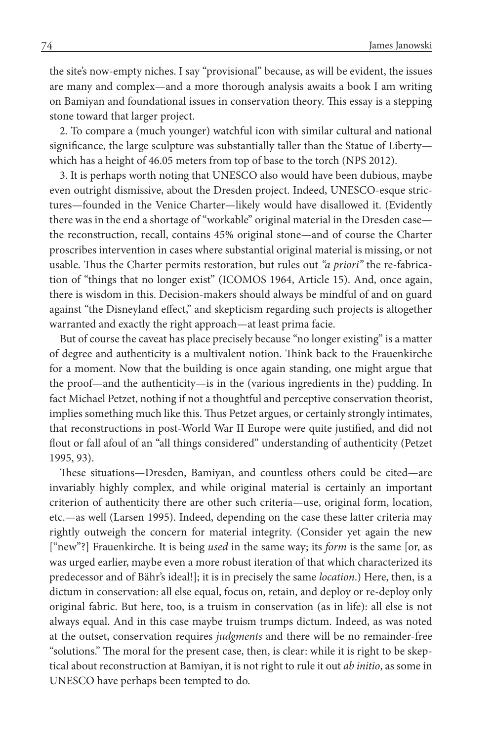the site's now-empty niches. I say "provisional" because, as will be evident, the issues are many and complex—and a more thorough analysis awaits a book I am writing on Bamiyan and foundational issues in conservation theory. This essay is a stepping stone toward that larger project.

2. To compare a (much younger) watchful icon with similar cultural and national significance, the large sculpture was substantially taller than the Statue of Liberty—which has a height of 46.05 meters from top of base to the torch (NPS 2012).

3. It is perhaps worth noting that UNESCO also would have been dubious, maybe even outright dismissive, about the Dresden project. Indeed, UNESCO-esque strictures—founded in the Venice Charter—likely would have disallowed it. (Evidently there was in the end a shortage of "workable" original material in the Dresden case—the reconstruction, recall, contains 45% original stone—and of course the Charter proscribes intervention in cases where substantial original material is missing, or not usable. Thus the Charter permits restoration, but rules out *"a priori"* the re-fabrication of "things that no longer exist" (ICOMOS 1964, Article 15). And, once again, there is wisdom in this. Decision-makers should always be mindful of and on guard against "the Disneyland effect," and skepticism regarding such projects is altogether warranted and exactly the right approach—at least prima facie.

But of course the caveat has place precisely because "no longer existing" is a matter of degree and authenticity is a multivalent notion. Think back to the Frauenkirche for a moment. Now that the building is once again standing, one might argue that the proof—and the authenticity—is in the (various ingredients in the) pudding. In fact Michael Petzet, nothing if not a thoughtful and perceptive conservation theorist, implies something much like this. Thus Petzet argues, or certainly strongly intimates, that reconstructions in post-World War II Europe were quite justified, and did not flout or fall afoul of an "all things considered" understanding of authenticity (Petzet 1995, 93).

These situations—Dresden, Bamiyan, and countless others could be cited—are invariably highly complex, and while original material is certainly an important criterion of authenticity there are other such criteria—use, original form, location, etc.—as well (Larsen 1995). Indeed, depending on the case these latter criteria may rightly outweigh the concern for material integrity. (Consider yet again the new ["new"?] Frauenkirche. It is being *used* in the same way; its *form* is the same [or, as was urged earlier, maybe even a more robust iteration of that which characterized its predecessor and of Bähr's ideal!]; it is in precisely the same *location*.) Here, then, is a dictum in conservation: all else equal, focus on, retain, and deploy or re-deploy only original fabric. But here, too, is a truism in conservation (as in life): all else is not always equal. And in this case maybe truism trumps dictum. Indeed, as was noted at the outset, conservation requires *judgments* and there will be no remainder-free "solutions." The moral for the present case, then, is clear: while it is right to be skeptical about reconstruction at Bamiyan, it is not right to rule it out *ab initio*, as some in UNESCO have perhaps been tempted to do.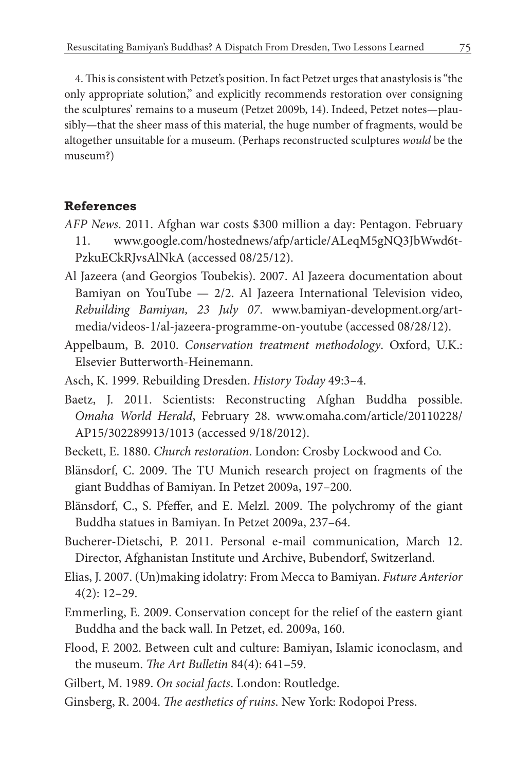4. This is consistent with Petzet's position. In fact Petzet urges that anastylosis is "the only appropriate solution," and explicitly recommends restoration over consigning the sculptures' remains to a museum (Petzet 2009b, 14). Indeed, Petzet notes—plausibly—that the sheer mass of this material, the huge number of fragments, would be altogether unsuitable for a museum. (Perhaps reconstructed sculptures *would* be the museum?)

## References

*AFP News*. 2011. Afghan war costs $300 million a day: Pentagon. February 11. www.google.com/hostednews/afp/article/ALeqM5gNQ3JbWwd6t-PzkuECkRJvsAlNkA (accessed 08/25/12).

Al Jazeera (and Georgios Toubekis). 2007. Al Jazeera documentation about Bamiyan on YouTube — 2/2. Al Jazeera International Television video, *Rebuilding Bamiyan, 23 July 07*. www.bamiyan-development.org/art-media/videos-1/al-jazeera-programme-on-youtube (accessed 08/28/12).

Appelbaum, B. 2010. *Conservation treatment methodology*. Oxford, U.K.: Elsevier Butterworth-Heinemann.

Asch, K. 1999. Rebuilding Dresden. *History Today* 49:3–4.

Baetz, J. 2011. Scientists: Reconstructing Afghan Buddha possible. *Omaha World Herald*, February 28. www.omaha.com/article/20110228/AP15/302289913/1013 (accessed 9/18/2012).

Beckett, E. 1880. *Church restoration*. London: Crosby Lockwood and Co.

Blänsdorf, C. 2009. The TU Munich research project on fragments of the giant Buddhas of Bamiyan. In Petzet 2009a, 197–200.

Blänsdorf, C., S. Pfeffer, and E. Melzl. 2009. The polychromy of the giant Buddha statues in Bamiyan. In Petzet 2009a, 237–64.

Bucherer-Dietschi, P. 2011. Personal e-mail communication, March 12. Director, Afghanistan Institute und Archive, Bubendorf, Switzerland.

Elias, J. 2007. (Un)making idolatry: From Mecca to Bamiyan. *Future Anterior* 4(2): 12–29.

Emmerling, E. 2009. Conservation concept for the relief of the eastern giant Buddha and the back wall. In Petzet, ed. 2009a, 160.

Flood, F. 2002. Between cult and culture: Bamiyan, Islamic iconoclasm, and the museum. *The Art Bulletin* 84(4): 641–59.

Gilbert, M. 1989. *On social facts*. London: Routledge.

Ginsberg, R. 2004. *The aesthetics of ruins*. New York: Rodopoi Press.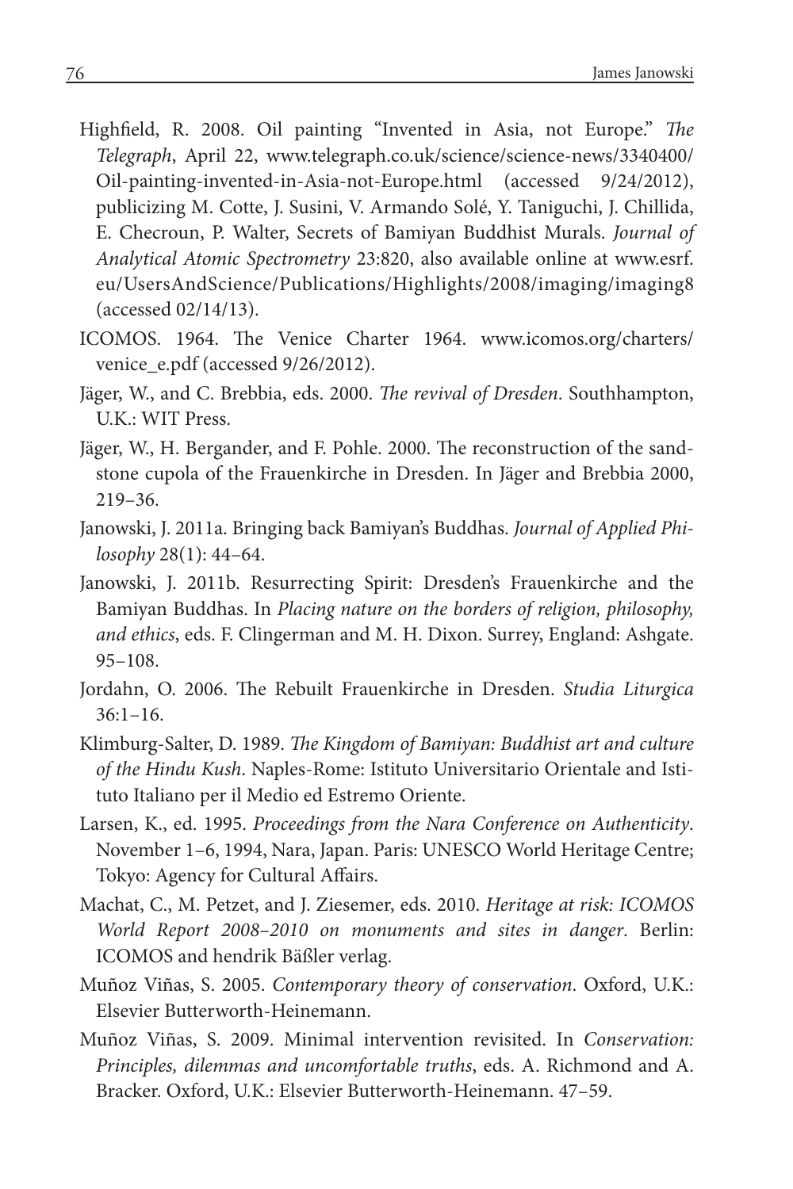Highfield, R. 2008. Oil painting "Invented in Asia, not Europe." *The Telegraph*, April 22, www.telegraph.co.uk/science/science-news/3340400/Oil-painting-invented-in-Asia-not-Europe.html (accessed 9/24/2012), publicizing M. Cotte, J. Susini, V. Armando Solé, Y. Taniguchi, J. Chillida, E. Checroun, P. Walter, Secrets of Bamiyan Buddhist Murals. *Journal of Analytical Atomic Spectrometry* 23:820, also available online at www.esrf.eu/UsersAndScience/Publications/Highlights/2008/imaging/imaging8 (accessed 02/14/13).

ICOMOS. 1964. The Venice Charter 1964. www.icomos.org/charters/venice_e.pdf (accessed 9/26/2012).

Jäger, W., and C. Brebbia, eds. 2000. *The revival of Dresden*. Southhampton, U.K.: WIT Press.

Jäger, W., H. Bergander, and F. Pohle. 2000. The reconstruction of the sandstone cupola of the Frauenkirche in Dresden. In Jäger and Brebbia 2000, 219–36.

Janowski, J. 2011a. Bringing back Bamiyan's Buddhas. *Journal of Applied Philosophy* 28(1): 44–64.

Janowski, J. 2011b. Resurrecting Spirit: Dresden's Frauenkirche and the Bamiyan Buddhas. In *Placing nature on the borders of religion, philosophy, and ethics*, eds. F. Clingerman and M. H. Dixon. Surrey, England: Ashgate. 95–108.

Jordahn, O. 2006. The Rebuilt Frauenkirche in Dresden. *Studia Liturgica* 36:1–16.

Klimburg-Salter, D. 1989. *The Kingdom of Bamiyan: Buddhist art and culture of the Hindu Kush*. Naples-Rome: Istituto Universitario Orientale and Istituto Italiano per il Medio ed Estremo Oriente.

Larsen, K., ed. 1995. *Proceedings from the Nara Conference on Authenticity*. November 1–6, 1994, Nara, Japan. Paris: UNESCO World Heritage Centre; Tokyo: Agency for Cultural Affairs.

Machat, C., M. Petzet, and J. Ziesemer, eds. 2010. *Heritage at risk: ICOMOS World Report 2008–2010 on monuments and sites in danger*. Berlin: ICOMOS and hendrik Bäßler verlag.

Muñoz Viñas, S. 2005. *Contemporary theory of conservation*. Oxford, U.K.: Elsevier Butterworth-Heinemann.

Muñoz Viñas, S. 2009. Minimal intervention revisited. In *Conservation: Principles, dilemmas and uncomfortable truths*, eds. A. Richmond and A. Bracker. Oxford, U.K.: Elsevier Butterworth-Heinemann. 47–59.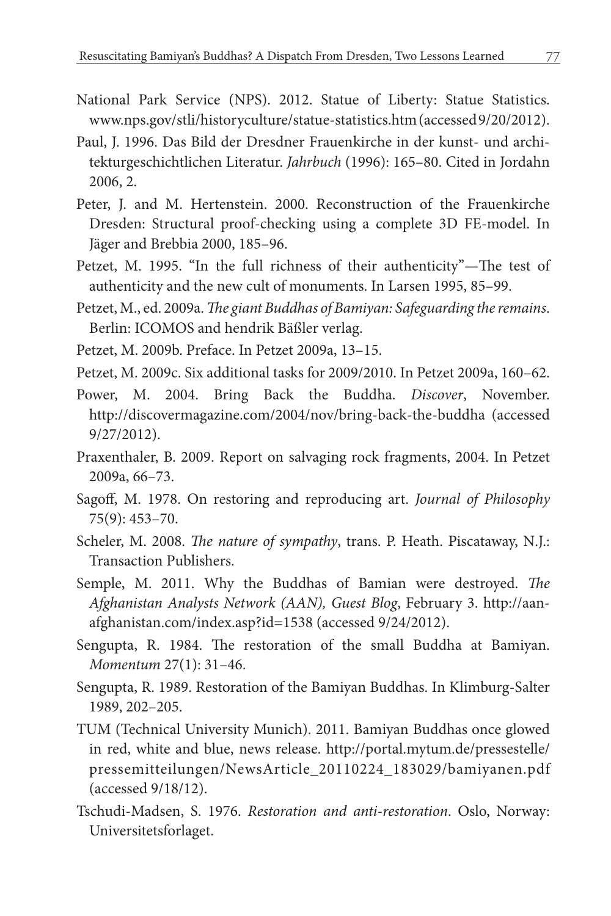National Park Service (NPS). 2012. Statue of Liberty: Statue Statistics. www.nps.gov/stli/historyculture/statue-statistics.htm (accessed 9/20/2012).

Paul, J. 1996. Das Bild der Dresdner Frauenkirche in der kunst- und architekturgeschichtlichen Literatur. *Jahrbuch* (1996): 165–80. Cited in Jordahn 2006, 2.

Peter, J. and M. Hertenstein. 2000. Reconstruction of the Frauenkirche Dresden: Structural proof-checking using a complete 3D FE-model. In Jäger and Brebbia 2000, 185–96.

Petzet, M. 1995. "In the full richness of their authenticity"—The test of authenticity and the new cult of monuments. In Larsen 1995, 85–99.

Petzet, M., ed. 2009a. *The giant Buddhas of Bamiyan: Safeguarding the remains*. Berlin: ICOMOS and hendrik Bäßler verlag.

Petzet, M. 2009b. Preface. In Petzet 2009a, 13–15.

Petzet, M. 2009c. Six additional tasks for 2009/2010. In Petzet 2009a, 160–62.

Power, M. 2004. Bring Back the Buddha. *Discover*, November. http://discovermagazine.com/2004/nov/bring-back-the-buddha (accessed 9/27/2012).

Praxenthaler, B. 2009. Report on salvaging rock fragments, 2004. In Petzet 2009a, 66–73.

Sagoff, M. 1978. On restoring and reproducing art. *Journal of Philosophy* 75(9): 453–70.

Scheler, M. 2008. *The nature of sympathy*, trans. P. Heath. Piscataway, N.J.: Transaction Publishers.

Semple, M. 2011. Why the Buddhas of Bamian were destroyed. *The Afghanistan Analysts Network (AAN), Guest Blog*, February 3. http://aan-afghanistan.com/index.asp?id=1538 (accessed 9/24/2012).

Sengupta, R. 1984. The restoration of the small Buddha at Bamiyan. *Momentum* 27(1): 31–46.

Sengupta, R. 1989. Restoration of the Bamiyan Buddhas. In Klimburg-Salter 1989, 202–205.

TUM (Technical University Munich). 2011. Bamiyan Buddhas once glowed in red, white and blue, news release. http://portal.mytum.de/pressestelle/pressemitteilungen/NewsArticle_20110224_183029/bamiyanen.pdf (accessed 9/18/12).

Tschudi-Madsen, S. 1976. *Restoration and anti-restoration*. Oslo, Norway: Universitetsforlaget.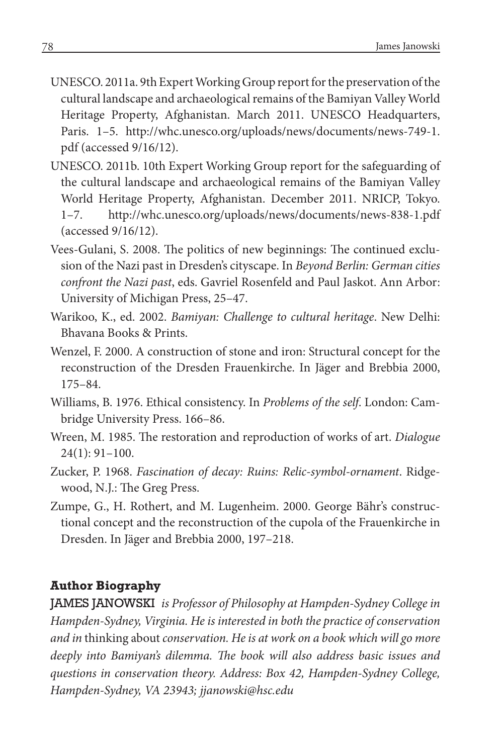UNESCO. 2011a. 9th Expert Working Group report for the preservation of the cultural landscape and archaeological remains of the Bamiyan Valley World Heritage Property, Afghanistan. March 2011. UNESCO Headquarters, Paris. 1–5. http://whc.unesco.org/uploads/news/documents/news-749-1.pdf (accessed 9/16/12).

UNESCO. 2011b. 10th Expert Working Group report for the safeguarding of the cultural landscape and archaeological remains of the Bamiyan Valley World Heritage Property, Afghanistan. December 2011. NRICP, Tokyo. 1–7. http://whc.unesco.org/uploads/news/documents/news-838-1.pdf (accessed 9/16/12).

Vees-Gulani, S. 2008. The politics of new beginnings: The continued exclusion of the Nazi past in Dresden's cityscape. In *Beyond Berlin: German cities confront the Nazi past*, eds. Gavriel Rosenfeld and Paul Jaskot. Ann Arbor: University of Michigan Press, 25–47.

Warikoo, K., ed. 2002. *Bamiyan: Challenge to cultural heritage*. New Delhi: Bhavana Books & Prints.

Wenzel, F. 2000. A construction of stone and iron: Structural concept for the reconstruction of the Dresden Frauenkirche. In Jäger and Brebbia 2000, 175–84.

Williams, B. 1976. Ethical consistency. In *Problems of the self*. London: Cambridge University Press. 166–86.

Wreen, M. 1985. The restoration and reproduction of works of art. *Dialogue* 24(1): 91–100.

Zucker, P. 1968. *Fascination of decay: Ruins: Relic-symbol-ornament*. Ridgewood, N.J.: The Greg Press.

Zumpe, G., H. Rothert, and M. Lugenheim. 2000. George Bähr's constructional concept and the reconstruction of the cupola of the Frauenkirche in Dresden. In Jäger and Brebbia 2000, 197–218.

## Author Biography

JAMES JANOWSKI *is Professor of Philosophy at Hampden-Sydney College in Hampden-Sydney, Virginia. He is interested in both the practice of conservation and in* thinking about *conservation. He is at work on a book which will go more deeply into Bamiyan's dilemma. The book will also address basic issues and questions in conservation theory. Address: Box 42, Hampden-Sydney College, Hampden-Sydney, VA 23943; jjanowski@hsc.edu*